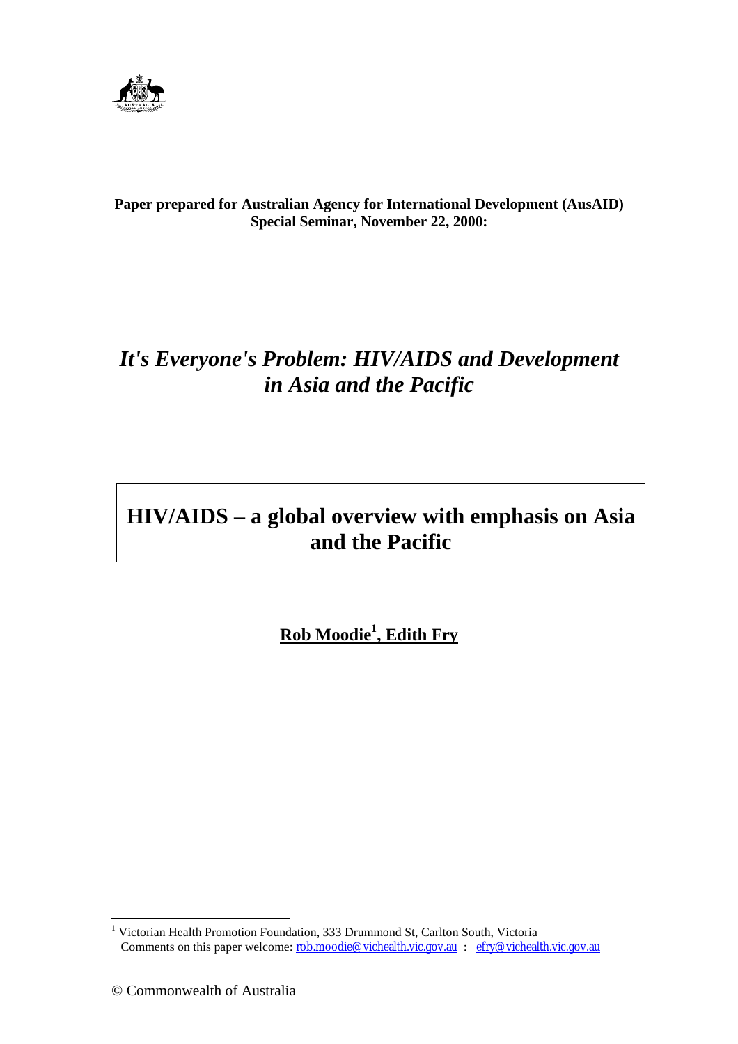**Paper prepared for Australian Agency for International Development (AusAID) Special Seminar, November 22, 2000:**

# *It's Everyone's Problem: HIV/AIDS and Development in Asia and the Pacific*

# HIV/AIDS – a global overview with emphasis on Asia and the Pacific

**Rob Moodie[1], Edith Fry**

[1] Victorian Health Promotion Foundation, 333 Drummond St, Carlton South, Victoria
Comments on this paper welcome: rob.moodie@vichealth.vic.gov.au : efry@vichealth.vic.gov.au

© Commonwealth of Australia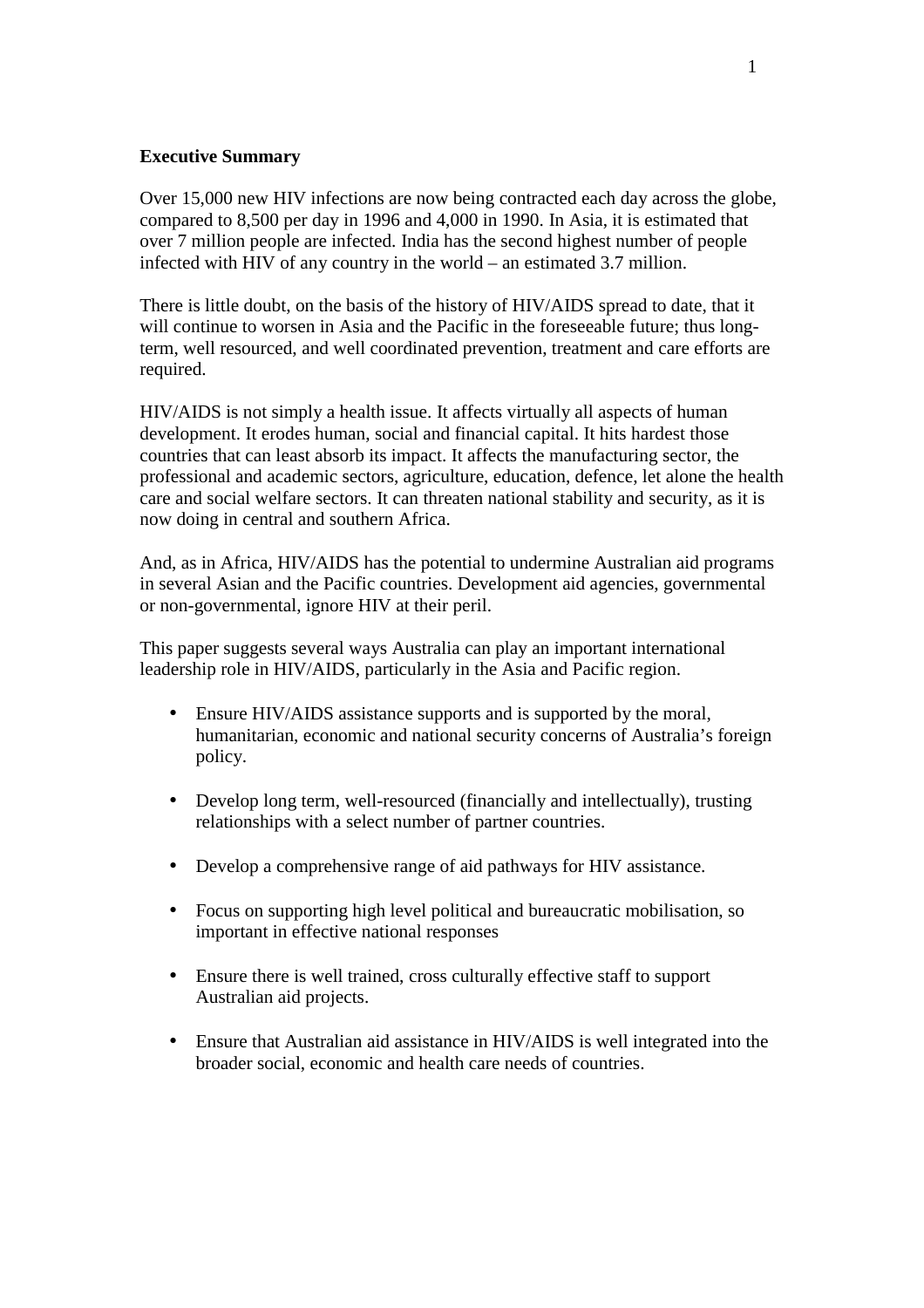**Executive Summary**

Over 15,000 new HIV infections are now being contracted each day across the globe, compared to 8,500 per day in 1996 and 4,000 in 1990. In Asia, it is estimated that over 7 million people are infected. India has the second highest number of people infected with HIV of any country in the world – an estimated 3.7 million.

There is little doubt, on the basis of the history of HIV/AIDS spread to date, that it will continue to worsen in Asia and the Pacific in the foreseeable future; thus long-term, well resourced, and well coordinated prevention, treatment and care efforts are required.

HIV/AIDS is not simply a health issue. It affects virtually all aspects of human development. It erodes human, social and financial capital. It hits hardest those countries that can least absorb its impact. It affects the manufacturing sector, the professional and academic sectors, agriculture, education, defence, let alone the health care and social welfare sectors. It can threaten national stability and security, as it is now doing in central and southern Africa.

And, as in Africa, HIV/AIDS has the potential to undermine Australian aid programs in several Asian and the Pacific countries. Development aid agencies, governmental or non-governmental, ignore HIV at their peril.

This paper suggests several ways Australia can play an important international leadership role in HIV/AIDS, particularly in the Asia and Pacific region.

- Ensure HIV/AIDS assistance supports and is supported by the moral, humanitarian, economic and national security concerns of Australia's foreign policy.
- Develop long term, well-resourced (financially and intellectually), trusting relationships with a select number of partner countries.
- Develop a comprehensive range of aid pathways for HIV assistance.
- Focus on supporting high level political and bureaucratic mobilisation, so important in effective national responses
- Ensure there is well trained, cross culturally effective staff to support Australian aid projects.
- Ensure that Australian aid assistance in HIV/AIDS is well integrated into the broader social, economic and health care needs of countries.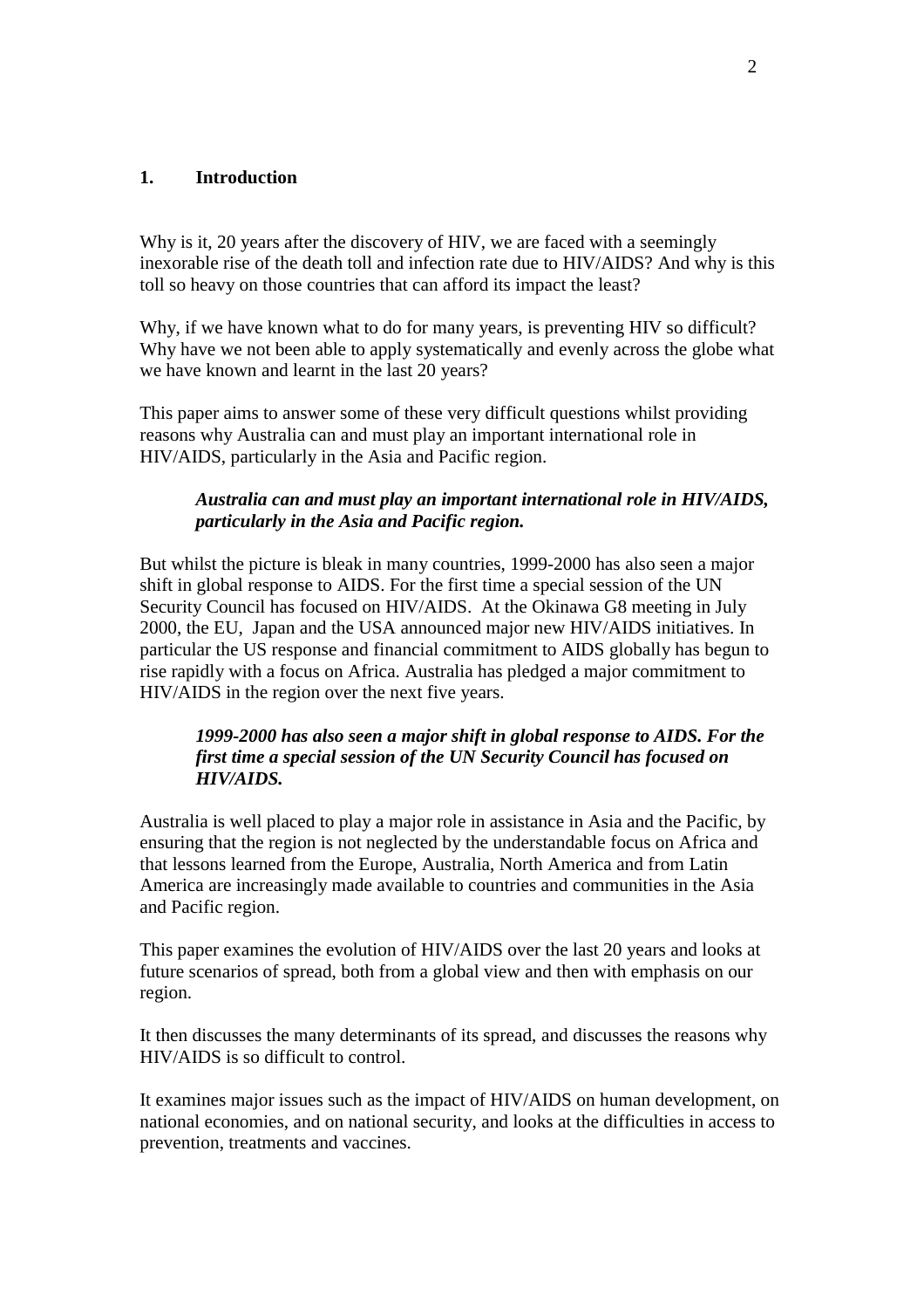## 1. Introduction

Why is it, 20 years after the discovery of HIV, we are faced with a seemingly inexorable rise of the death toll and infection rate due to HIV/AIDS? And why is this toll so heavy on those countries that can afford its impact the least?

Why, if we have known what to do for many years, is preventing HIV so difficult? Why have we not been able to apply systematically and evenly across the globe what we have known and learnt in the last 20 years?

This paper aims to answer some of these very difficult questions whilst providing reasons why Australia can and must play an important international role in HIV/AIDS, particularly in the Asia and Pacific region.

> ***Australia can and must play an important international role in HIV/AIDS, particularly in the Asia and Pacific region.***

But whilst the picture is bleak in many countries, 1999-2000 has also seen a major shift in global response to AIDS. For the first time a special session of the UN Security Council has focused on HIV/AIDS. At the Okinawa G8 meeting in July 2000, the EU, Japan and the USA announced major new HIV/AIDS initiatives. In particular the US response and financial commitment to AIDS globally has begun to rise rapidly with a focus on Africa. Australia has pledged a major commitment to HIV/AIDS in the region over the next five years.

> ***1999-2000 has also seen a major shift in global response to AIDS. For the first time a special session of the UN Security Council has focused on HIV/AIDS.***

Australia is well placed to play a major role in assistance in Asia and the Pacific, by ensuring that the region is not neglected by the understandable focus on Africa and that lessons learned from the Europe, Australia, North America and from Latin America are increasingly made available to countries and communities in the Asia and Pacific region.

This paper examines the evolution of HIV/AIDS over the last 20 years and looks at future scenarios of spread, both from a global view and then with emphasis on our region.

It then discusses the many determinants of its spread, and discusses the reasons why HIV/AIDS is so difficult to control.

It examines major issues such as the impact of HIV/AIDS on human development, on national economies, and on national security, and looks at the difficulties in access to prevention, treatments and vaccines.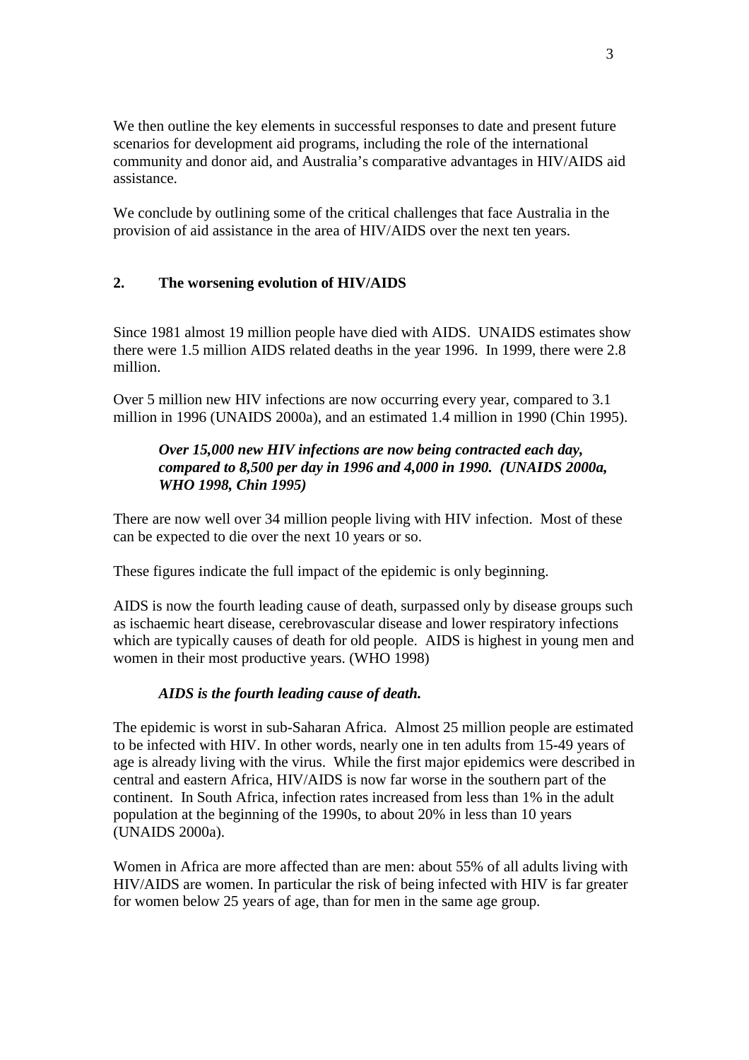We then outline the key elements in successful responses to date and present future scenarios for development aid programs, including the role of the international community and donor aid, and Australia's comparative advantages in HIV/AIDS aid assistance.

We conclude by outlining some of the critical challenges that face Australia in the provision of aid assistance in the area of HIV/AIDS over the next ten years.

## 2. The worsening evolution of HIV/AIDS

Since 1981 almost 19 million people have died with AIDS. UNAIDS estimates show there were 1.5 million AIDS related deaths in the year 1996. In 1999, there were 2.8 million.

Over 5 million new HIV infections are now occurring every year, compared to 3.1 million in 1996 (UNAIDS 2000a), and an estimated 1.4 million in 1990 (Chin 1995).

> ***Over 15,000 new HIV infections are now being contracted each day, compared to 8,500 per day in 1996 and 4,000 in 1990. (UNAIDS 2000a, WHO 1998, Chin 1995)***

There are now well over 34 million people living with HIV infection. Most of these can be expected to die over the next 10 years or so.

These figures indicate the full impact of the epidemic is only beginning.

AIDS is now the fourth leading cause of death, surpassed only by disease groups such as ischaemic heart disease, cerebrovascular disease and lower respiratory infections which are typically causes of death for old people. AIDS is highest in young men and women in their most productive years. (WHO 1998)

> ***AIDS is the fourth leading cause of death.***

The epidemic is worst in sub-Saharan Africa. Almost 25 million people are estimated to be infected with HIV. In other words, nearly one in ten adults from 15-49 years of age is already living with the virus. While the first major epidemics were described in central and eastern Africa, HIV/AIDS is now far worse in the southern part of the continent. In South Africa, infection rates increased from less than 1% in the adult population at the beginning of the 1990s, to about 20% in less than 10 years (UNAIDS 2000a).

Women in Africa are more affected than are men: about 55% of all adults living with HIV/AIDS are women. In particular the risk of being infected with HIV is far greater for women below 25 years of age, than for men in the same age group.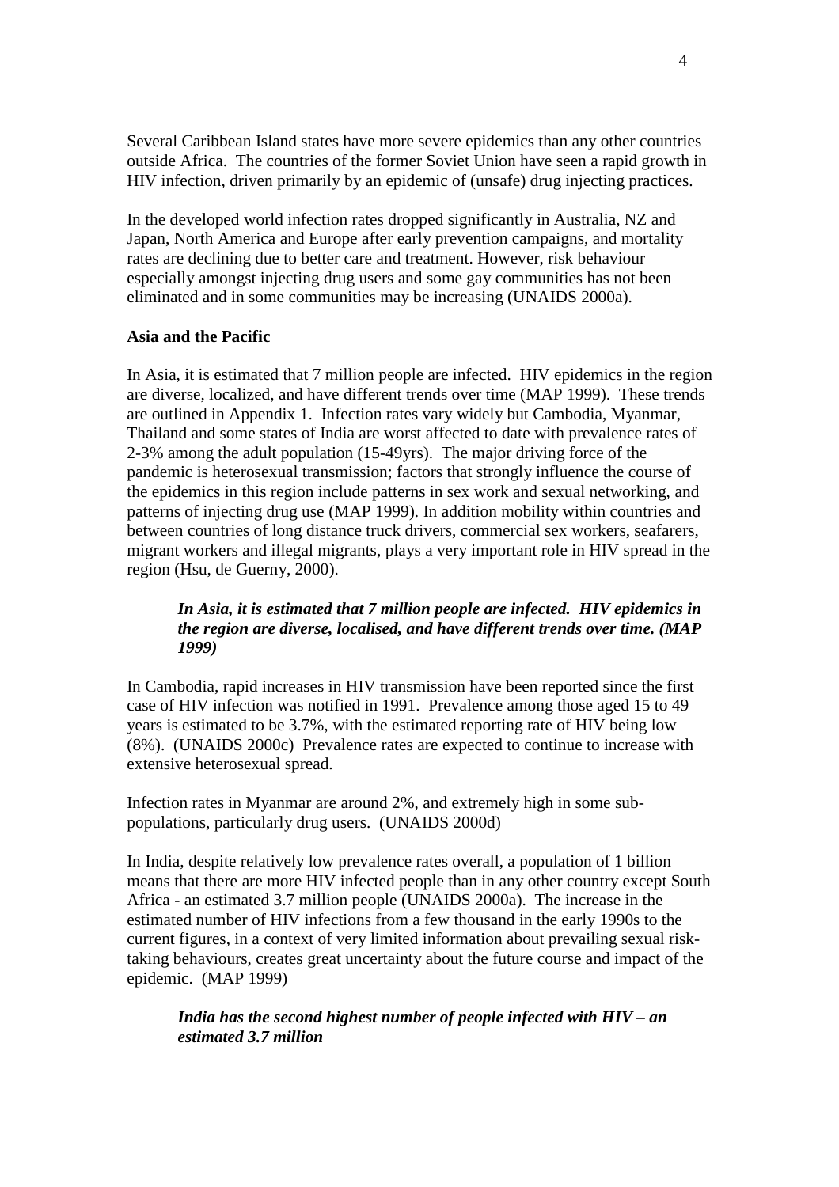Several Caribbean Island states have more severe epidemics than any other countries outside Africa. The countries of the former Soviet Union have seen a rapid growth in HIV infection, driven primarily by an epidemic of (unsafe) drug injecting practices.

In the developed world infection rates dropped significantly in Australia, NZ and Japan, North America and Europe after early prevention campaigns, and mortality rates are declining due to better care and treatment. However, risk behaviour especially amongst injecting drug users and some gay communities has not been eliminated and in some communities may be increasing (UNAIDS 2000a).

**Asia and the Pacific**

In Asia, it is estimated that 7 million people are infected. HIV epidemics in the region are diverse, localized, and have different trends over time (MAP 1999). These trends are outlined in Appendix 1. Infection rates vary widely but Cambodia, Myanmar, Thailand and some states of India are worst affected to date with prevalence rates of 2-3% among the adult population (15-49yrs). The major driving force of the pandemic is heterosexual transmission; factors that strongly influence the course of the epidemics in this region include patterns in sex work and sexual networking, and patterns of injecting drug use (MAP 1999). In addition mobility within countries and between countries of long distance truck drivers, commercial sex workers, seafarers, migrant workers and illegal migrants, plays a very important role in HIV spread in the region (Hsu, de Guerny, 2000).

> ***In Asia, it is estimated that 7 million people are infected. HIV epidemics in the region are diverse, localised, and have different trends over time. (MAP 1999)***

In Cambodia, rapid increases in HIV transmission have been reported since the first case of HIV infection was notified in 1991. Prevalence among those aged 15 to 49 years is estimated to be 3.7%, with the estimated reporting rate of HIV being low (8%). (UNAIDS 2000c) Prevalence rates are expected to continue to increase with extensive heterosexual spread.

Infection rates in Myanmar are around 2%, and extremely high in some sub-populations, particularly drug users. (UNAIDS 2000d)

In India, despite relatively low prevalence rates overall, a population of 1 billion means that there are more HIV infected people than in any other country except South Africa - an estimated 3.7 million people (UNAIDS 2000a). The increase in the estimated number of HIV infections from a few thousand in the early 1990s to the current figures, in a context of very limited information about prevailing sexual risk-taking behaviours, creates great uncertainty about the future course and impact of the epidemic. (MAP 1999)

> ***India has the second highest number of people infected with HIV – an estimated 3.7 million***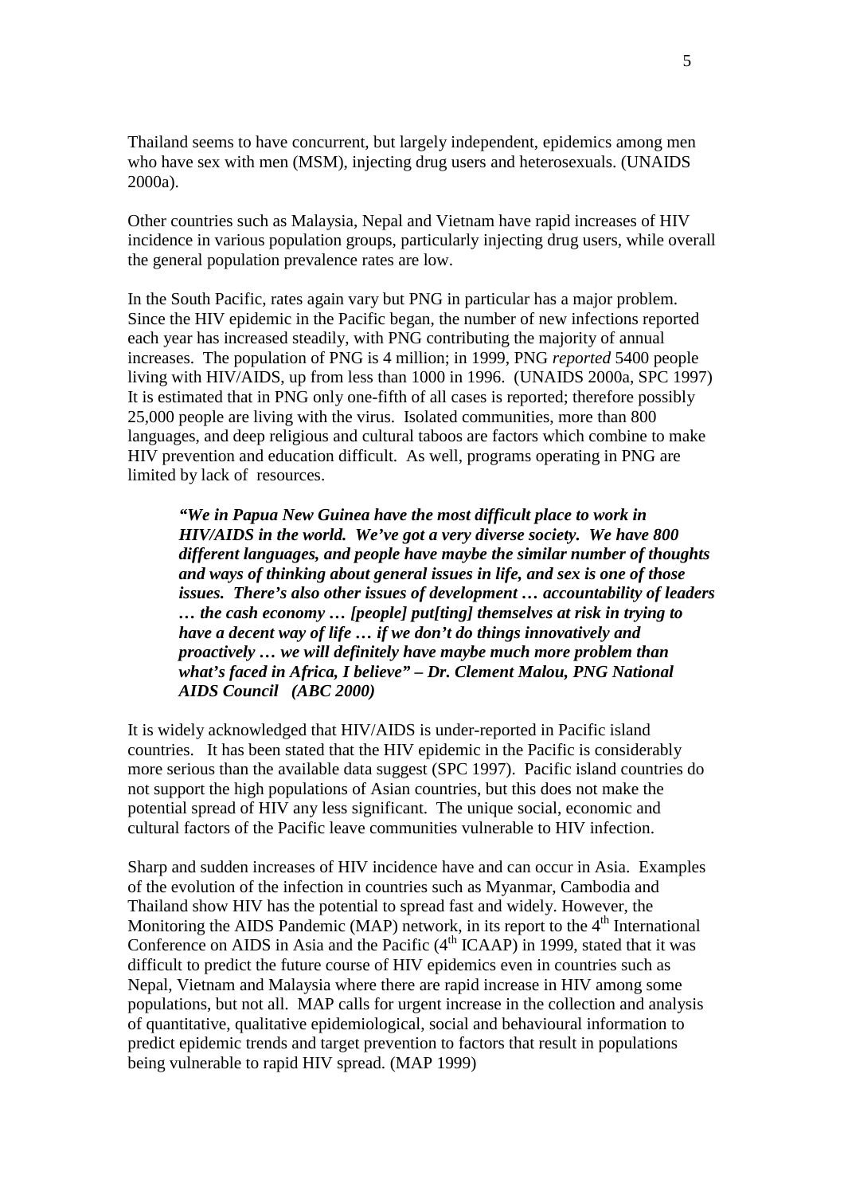Thailand seems to have concurrent, but largely independent, epidemics among men who have sex with men (MSM), injecting drug users and heterosexuals. (UNAIDS 2000a).

Other countries such as Malaysia, Nepal and Vietnam have rapid increases of HIV incidence in various population groups, particularly injecting drug users, while overall the general population prevalence rates are low.

In the South Pacific, rates again vary but PNG in particular has a major problem. Since the HIV epidemic in the Pacific began, the number of new infections reported each year has increased steadily, with PNG contributing the majority of annual increases. The population of PNG is 4 million; in 1999, PNG *reported* 5400 people living with HIV/AIDS, up from less than 1000 in 1996. (UNAIDS 2000a, SPC 1997) It is estimated that in PNG only one-fifth of all cases is reported; therefore possibly 25,000 people are living with the virus. Isolated communities, more than 800 languages, and deep religious and cultural taboos are factors which combine to make HIV prevention and education difficult. As well, programs operating in PNG are limited by lack of resources.

> ***"We in Papua New Guinea have the most difficult place to work in HIV/AIDS in the world. We've got a very diverse society. We have 800 different languages, and people have maybe the similar number of thoughts and ways of thinking about general issues in life, and sex is one of those issues. There's also other issues of development … accountability of leaders … the cash economy … [people] put[ting] themselves at risk in trying to have a decent way of life … if we don't do things innovatively and proactively … we will definitely have maybe much more problem than what's faced in Africa, I believe" – Dr. Clement Malou, PNG National AIDS Council (ABC 2000)***

It is widely acknowledged that HIV/AIDS is under-reported in Pacific island countries. It has been stated that the HIV epidemic in the Pacific is considerably more serious than the available data suggest (SPC 1997). Pacific island countries do not support the high populations of Asian countries, but this does not make the potential spread of HIV any less significant. The unique social, economic and cultural factors of the Pacific leave communities vulnerable to HIV infection.

Sharp and sudden increases of HIV incidence have and can occur in Asia. Examples of the evolution of the infection in countries such as Myanmar, Cambodia and Thailand show HIV has the potential to spread fast and widely. However, the Monitoring the AIDS Pandemic (MAP) network, in its report to the 4th International Conference on AIDS in Asia and the Pacific (4th ICAAP) in 1999, stated that it was difficult to predict the future course of HIV epidemics even in countries such as Nepal, Vietnam and Malaysia where there are rapid increase in HIV among some populations, but not all. MAP calls for urgent increase in the collection and analysis of quantitative, qualitative epidemiological, social and behavioural information to predict epidemic trends and target prevention to factors that result in populations being vulnerable to rapid HIV spread. (MAP 1999)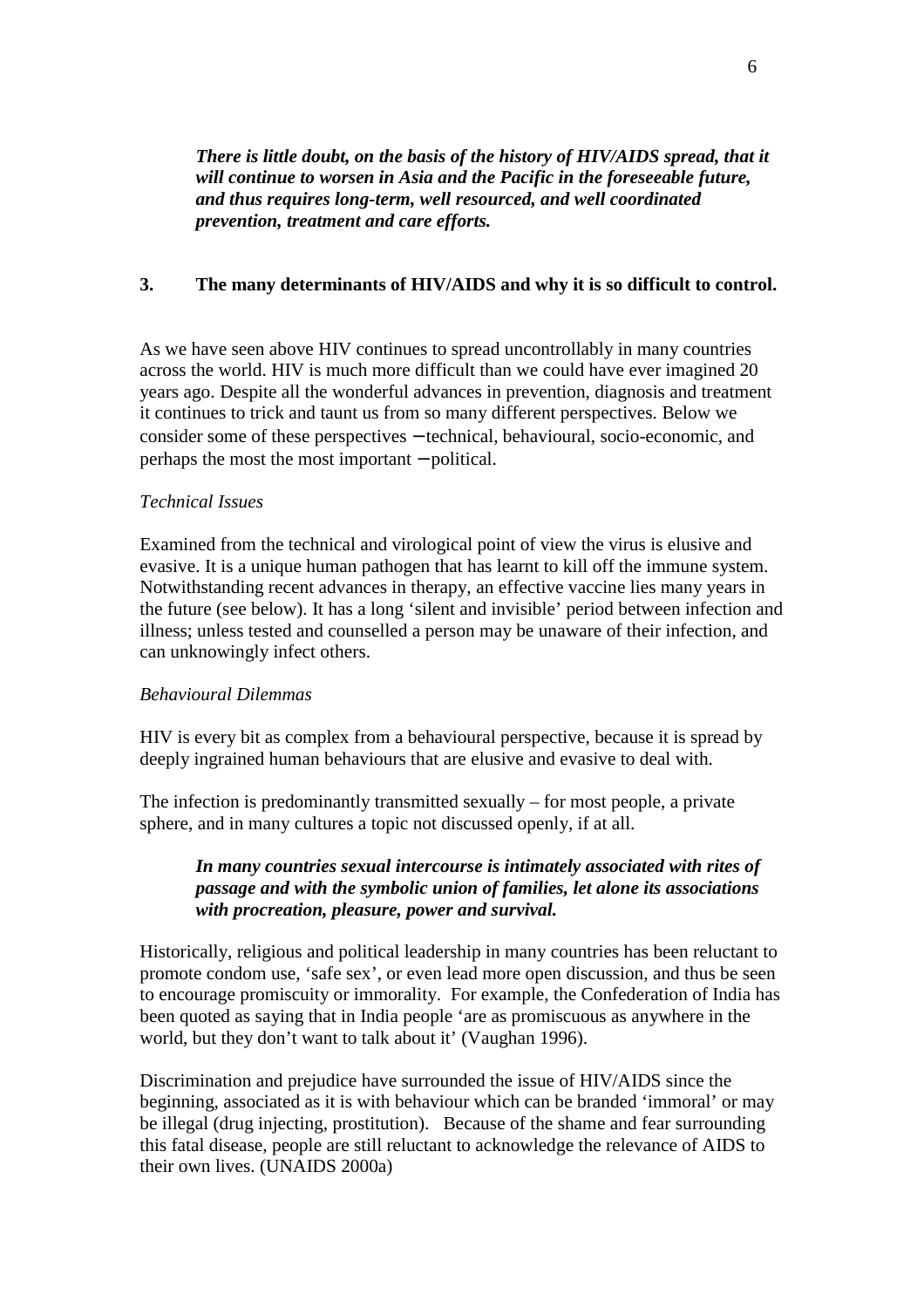***There is little doubt, on the basis of the history of HIV/AIDS spread, that it will continue to worsen in Asia and the Pacific in the foreseeable future, and thus requires long-term, well resourced, and well coordinated prevention, treatment and care efforts.***

## 3. The many determinants of HIV/AIDS and why it is so difficult to control.

As we have seen above HIV continues to spread uncontrollably in many countries across the world. HIV is much more difficult than we could have ever imagined 20 years ago. Despite all the wonderful advances in prevention, diagnosis and treatment it continues to trick and taunt us from so many different perspectives. Below we consider some of these perspectives – technical, behavioural, socio-economic, and perhaps the most the most important – political.

*Technical Issues*

Examined from the technical and virological point of view the virus is elusive and evasive. It is a unique human pathogen that has learnt to kill off the immune system. Notwithstanding recent advances in therapy, an effective vaccine lies many years in the future (see below). It has a long 'silent and invisible' period between infection and illness; unless tested and counselled a person may be unaware of their infection, and can unknowingly infect others.

*Behavioural Dilemmas*

HIV is every bit as complex from a behavioural perspective, because it is spread by deeply ingrained human behaviours that are elusive and evasive to deal with.

The infection is predominantly transmitted sexually – for most people, a private sphere, and in many cultures a topic not discussed openly, if at all.

***In many countries sexual intercourse is intimately associated with rites of passage and with the symbolic union of families, let alone its associations with procreation, pleasure, power and survival.***

Historically, religious and political leadership in many countries has been reluctant to promote condom use, 'safe sex', or even lead more open discussion, and thus be seen to encourage promiscuity or immorality. For example, the Confederation of India has been quoted as saying that in India people 'are as promiscuous as anywhere in the world, but they don't want to talk about it' (Vaughan 1996).

Discrimination and prejudice have surrounded the issue of HIV/AIDS since the beginning, associated as it is with behaviour which can be branded 'immoral' or may be illegal (drug injecting, prostitution). Because of the shame and fear surrounding this fatal disease, people are still reluctant to acknowledge the relevance of AIDS to their own lives. (UNAIDS 2000a)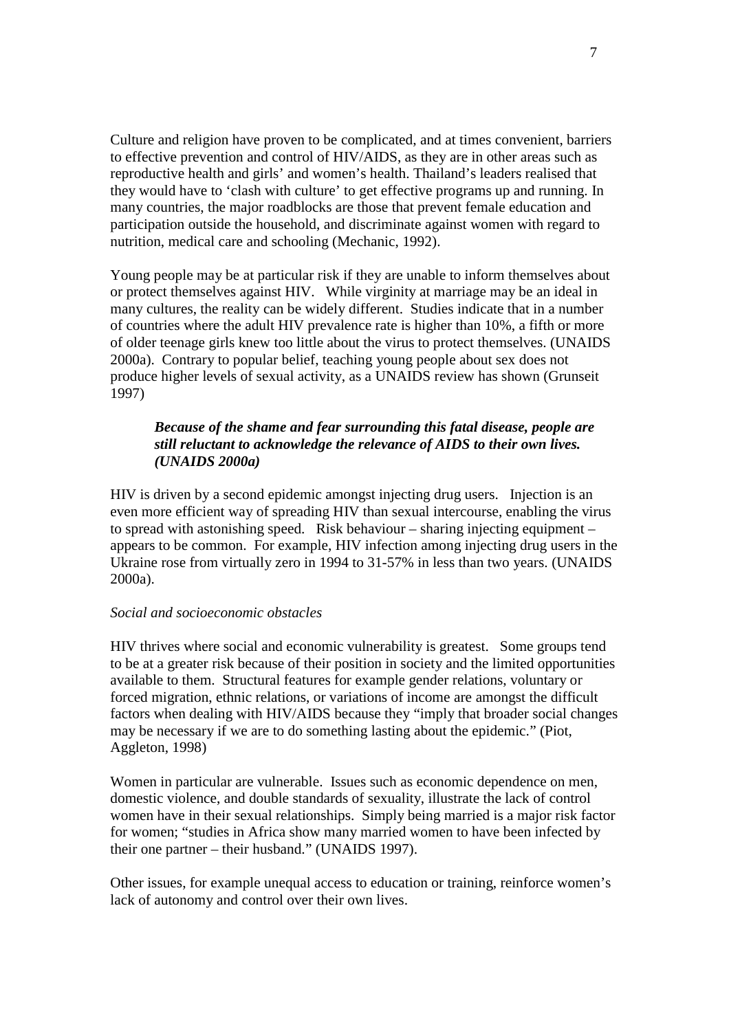Culture and religion have proven to be complicated, and at times convenient, barriers to effective prevention and control of HIV/AIDS, as they are in other areas such as reproductive health and girls' and women's health. Thailand's leaders realised that they would have to 'clash with culture' to get effective programs up and running. In many countries, the major roadblocks are those that prevent female education and participation outside the household, and discriminate against women with regard to nutrition, medical care and schooling (Mechanic, 1992).

Young people may be at particular risk if they are unable to inform themselves about or protect themselves against HIV. While virginity at marriage may be an ideal in many cultures, the reality can be widely different. Studies indicate that in a number of countries where the adult HIV prevalence rate is higher than 10%, a fifth or more of older teenage girls knew too little about the virus to protect themselves. (UNAIDS 2000a). Contrary to popular belief, teaching young people about sex does not produce higher levels of sexual activity, as a UNAIDS review has shown (Grunseit 1997)

> ***Because of the shame and fear surrounding this fatal disease, people are still reluctant to acknowledge the relevance of AIDS to their own lives. (UNAIDS 2000a)***

HIV is driven by a second epidemic amongst injecting drug users. Injection is an even more efficient way of spreading HIV than sexual intercourse, enabling the virus to spread with astonishing speed. Risk behaviour – sharing injecting equipment – appears to be common. For example, HIV infection among injecting drug users in the Ukraine rose from virtually zero in 1994 to 31-57% in less than two years. (UNAIDS 2000a).

*Social and socioeconomic obstacles*

HIV thrives where social and economic vulnerability is greatest. Some groups tend to be at a greater risk because of their position in society and the limited opportunities available to them. Structural features for example gender relations, voluntary or forced migration, ethnic relations, or variations of income are amongst the difficult factors when dealing with HIV/AIDS because they "imply that broader social changes may be necessary if we are to do something lasting about the epidemic." (Piot, Aggleton, 1998)

Women in particular are vulnerable. Issues such as economic dependence on men, domestic violence, and double standards of sexuality, illustrate the lack of control women have in their sexual relationships. Simply being married is a major risk factor for women; "studies in Africa show many married women to have been infected by their one partner – their husband." (UNAIDS 1997).

Other issues, for example unequal access to education or training, reinforce women's lack of autonomy and control over their own lives.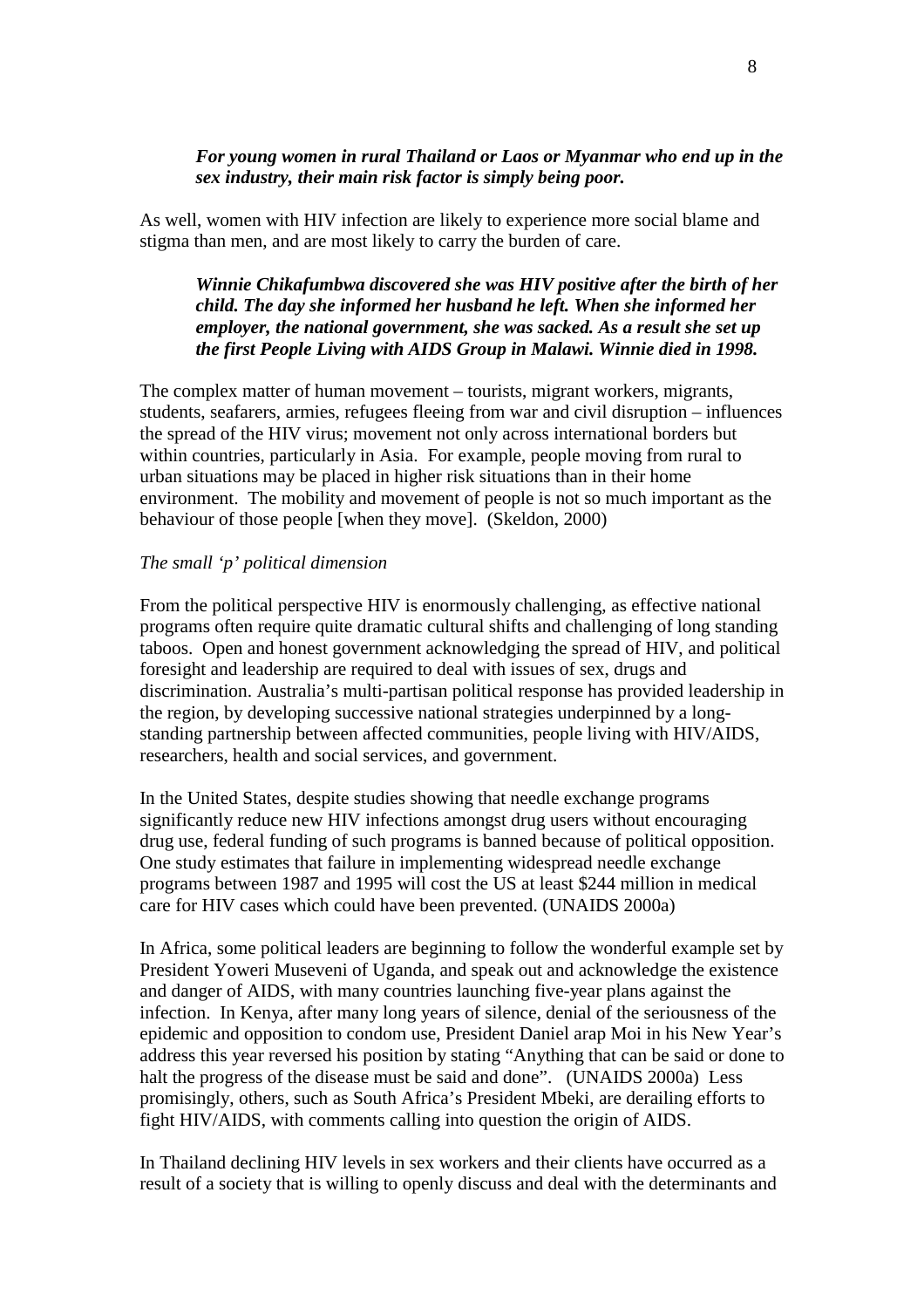***For young women in rural Thailand or Laos or Myanmar who end up in the sex industry, their main risk factor is simply being poor.***

As well, women with HIV infection are likely to experience more social blame and stigma than men, and are most likely to carry the burden of care.

***Winnie Chikafumbwa discovered she was HIV positive after the birth of her child. The day she informed her husband he left. When she informed her employer, the national government, she was sacked. As a result she set up the first People Living with AIDS Group in Malawi. Winnie died in 1998.***

The complex matter of human movement – tourists, migrant workers, migrants, students, seafarers, armies, refugees fleeing from war and civil disruption – influences the spread of the HIV virus; movement not only across international borders but within countries, particularly in Asia. For example, people moving from rural to urban situations may be placed in higher risk situations than in their home environment. The mobility and movement of people is not so much important as the behaviour of those people [when they move]. (Skeldon, 2000)

*The small 'p' political dimension*

From the political perspective HIV is enormously challenging, as effective national programs often require quite dramatic cultural shifts and challenging of long standing taboos. Open and honest government acknowledging the spread of HIV, and political foresight and leadership are required to deal with issues of sex, drugs and discrimination. Australia's multi-partisan political response has provided leadership in the region, by developing successive national strategies underpinned by a long-standing partnership between affected communities, people living with HIV/AIDS, researchers, health and social services, and government.

In the United States, despite studies showing that needle exchange programs significantly reduce new HIV infections amongst drug users without encouraging drug use, federal funding of such programs is banned because of political opposition. One study estimates that failure in implementing widespread needle exchange programs between 1987 and 1995 will cost the US at least $244 million in medical care for HIV cases which could have been prevented. (UNAIDS 2000a)

In Africa, some political leaders are beginning to follow the wonderful example set by President Yoweri Museveni of Uganda, and speak out and acknowledge the existence and danger of AIDS, with many countries launching five-year plans against the infection. In Kenya, after many long years of silence, denial of the seriousness of the epidemic and opposition to condom use, President Daniel arap Moi in his New Year's address this year reversed his position by stating "Anything that can be said or done to halt the progress of the disease must be said and done". (UNAIDS 2000a) Less promisingly, others, such as South Africa's President Mbeki, are derailing efforts to fight HIV/AIDS, with comments calling into question the origin of AIDS.

In Thailand declining HIV levels in sex workers and their clients have occurred as a result of a society that is willing to openly discuss and deal with the determinants and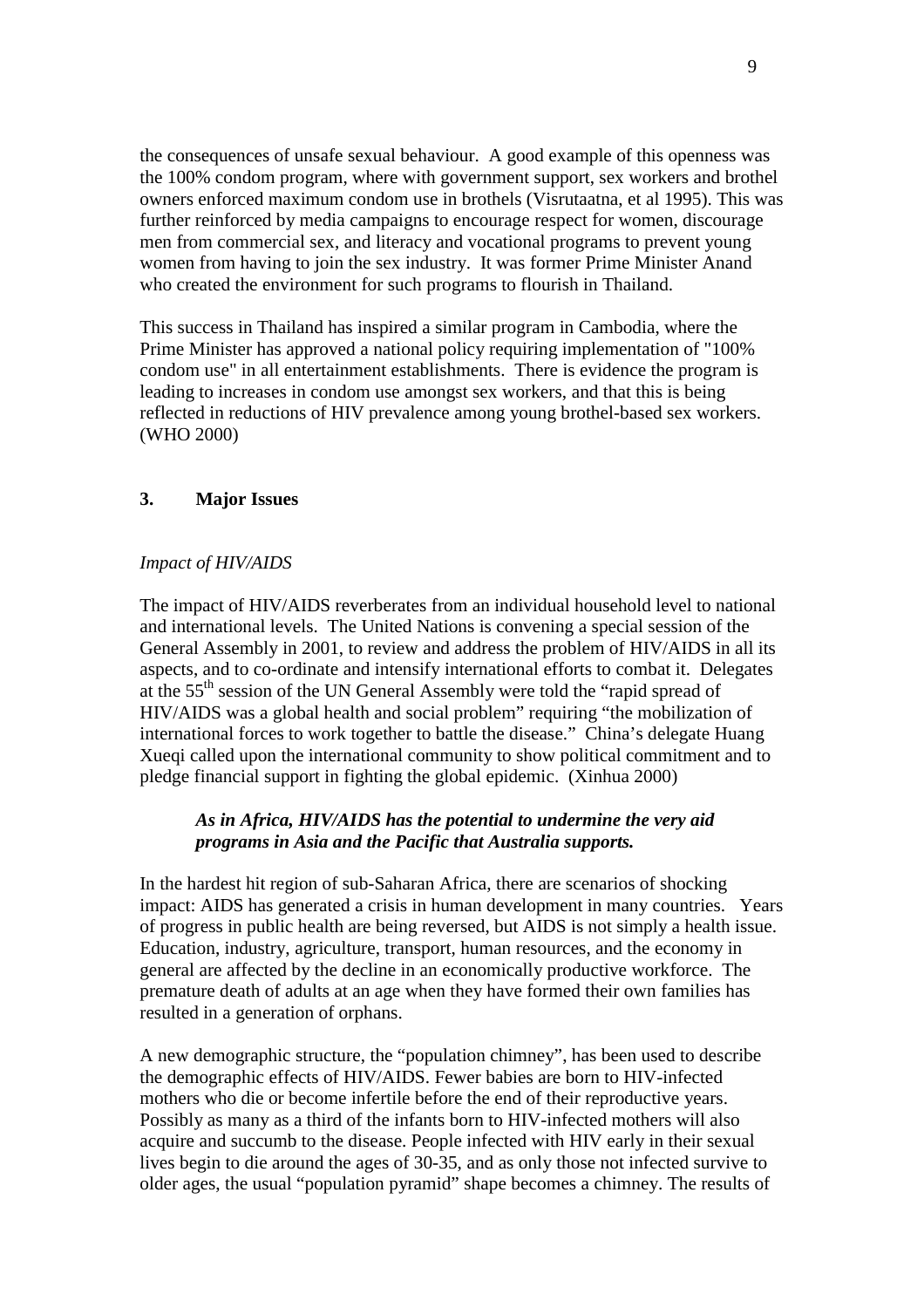the consequences of unsafe sexual behaviour. A good example of this openness was the 100% condom program, where with government support, sex workers and brothel owners enforced maximum condom use in brothels (Visrutaatna, et al 1995). This was further reinforced by media campaigns to encourage respect for women, discourage men from commercial sex, and literacy and vocational programs to prevent young women from having to join the sex industry. It was former Prime Minister Anand who created the environment for such programs to flourish in Thailand.

This success in Thailand has inspired a similar program in Cambodia, where the Prime Minister has approved a national policy requiring implementation of "100% condom use" in all entertainment establishments. There is evidence the program is leading to increases in condom use amongst sex workers, and that this is being reflected in reductions of HIV prevalence among young brothel-based sex workers. (WHO 2000)

## 3. Major Issues

*Impact of HIV/AIDS*

The impact of HIV/AIDS reverberates from an individual household level to national and international levels. The United Nations is convening a special session of the General Assembly in 2001, to review and address the problem of HIV/AIDS in all its aspects, and to co-ordinate and intensify international efforts to combat it. Delegates at the 55th session of the UN General Assembly were told the "rapid spread of HIV/AIDS was a global health and social problem" requiring "the mobilization of international forces to work together to battle the disease." China's delegate Huang Xueqi called upon the international community to show political commitment and to pledge financial support in fighting the global epidemic. (Xinhua 2000)

> ***As in Africa, HIV/AIDS has the potential to undermine the very aid programs in Asia and the Pacific that Australia supports.***

In the hardest hit region of sub-Saharan Africa, there are scenarios of shocking impact: AIDS has generated a crisis in human development in many countries. Years of progress in public health are being reversed, but AIDS is not simply a health issue. Education, industry, agriculture, transport, human resources, and the economy in general are affected by the decline in an economically productive workforce. The premature death of adults at an age when they have formed their own families has resulted in a generation of orphans.

A new demographic structure, the "population chimney", has been used to describe the demographic effects of HIV/AIDS. Fewer babies are born to HIV-infected mothers who die or become infertile before the end of their reproductive years. Possibly as many as a third of the infants born to HIV-infected mothers will also acquire and succumb to the disease. People infected with HIV early in their sexual lives begin to die around the ages of 30-35, and as only those not infected survive to older ages, the usual "population pyramid" shape becomes a chimney. The results of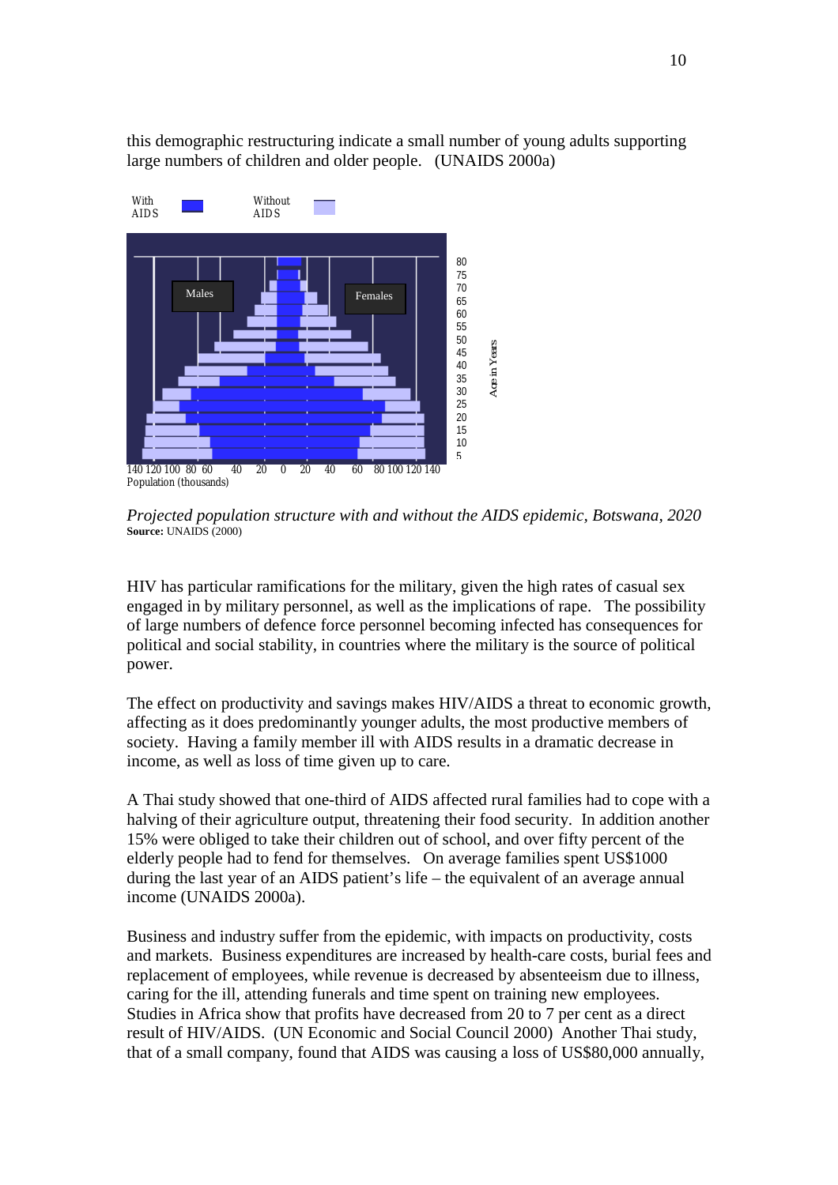this demographic restructuring indicate a small number of young adults supporting large numbers of children and older people. (UNAIDS 2000a)

*Projected population structure with and without the AIDS epidemic, Botswana, 2020*
**Source:** UNAIDS (2000)

HIV has particular ramifications for the military, given the high rates of casual sex engaged in by military personnel, as well as the implications of rape. The possibility of large numbers of defence force personnel becoming infected has consequences for political and social stability, in countries where the military is the source of political power.

The effect on productivity and savings makes HIV/AIDS a threat to economic growth, affecting as it does predominantly younger adults, the most productive members of society. Having a family member ill with AIDS results in a dramatic decrease in income, as well as loss of time given up to care.

A Thai study showed that one-third of AIDS affected rural families had to cope with a halving of their agriculture output, threatening their food security. In addition another 15% were obliged to take their children out of school, and over fifty percent of the elderly people had to fend for themselves. On average families spent US$1000 during the last year of an AIDS patient's life – the equivalent of an average annual income (UNAIDS 2000a).

Business and industry suffer from the epidemic, with impacts on productivity, costs and markets. Business expenditures are increased by health-care costs, burial fees and replacement of employees, while revenue is decreased by absenteeism due to illness, caring for the ill, attending funerals and time spent on training new employees. Studies in Africa show that profits have decreased from 20 to 7 per cent as a direct result of HIV/AIDS. (UN Economic and Social Council 2000) Another Thai study, that of a small company, found that AIDS was causing a loss of US$80,000 annually,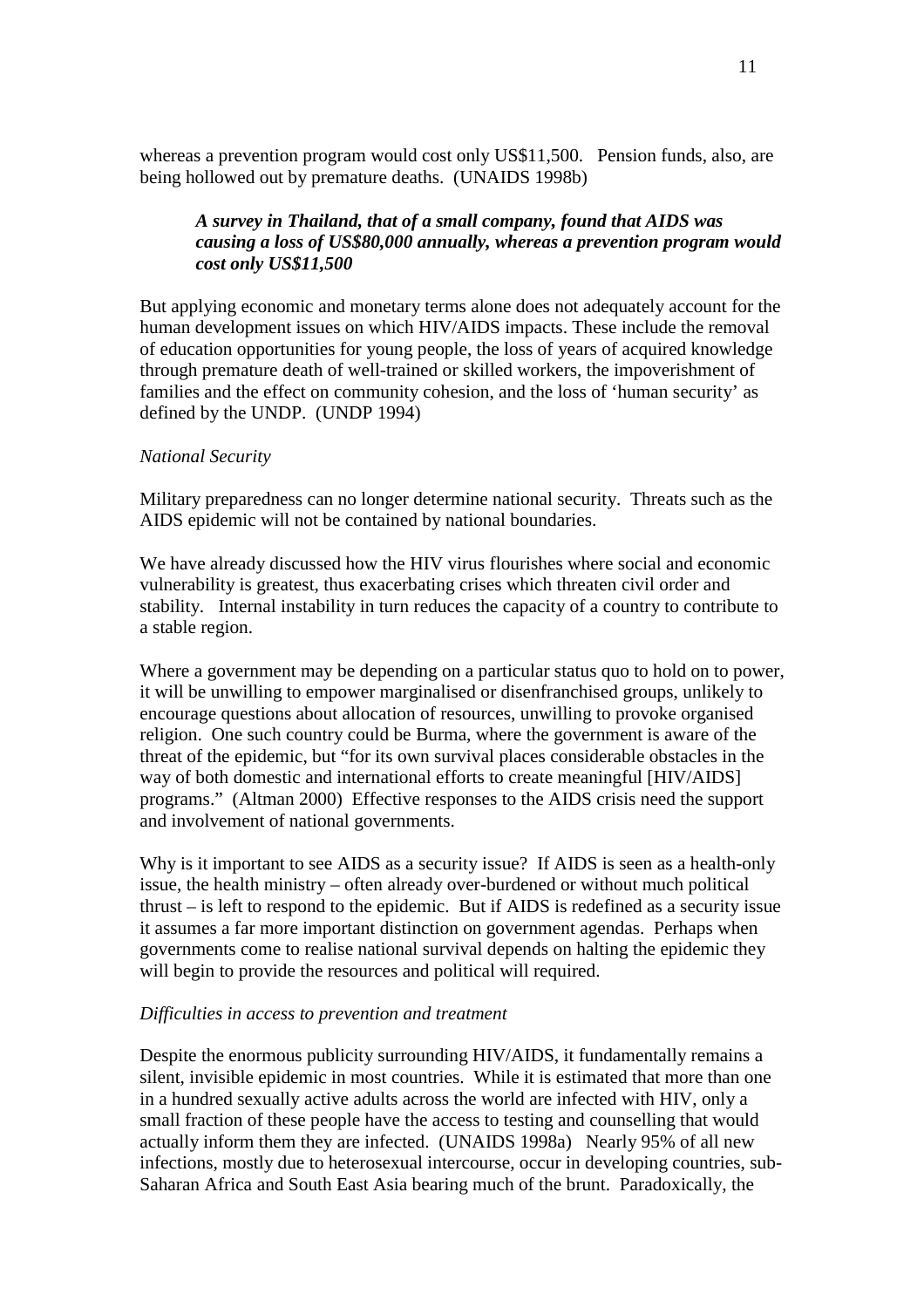whereas a prevention program would cost only US$11,500. Pension funds, also, are being hollowed out by premature deaths. (UNAIDS 1998b)

> ***A survey in Thailand, that of a small company, found that AIDS was causing a loss of US$80,000 annually, whereas a prevention program would cost only US$11,500***

But applying economic and monetary terms alone does not adequately account for the human development issues on which HIV/AIDS impacts. These include the removal of education opportunities for young people, the loss of years of acquired knowledge through premature death of well-trained or skilled workers, the impoverishment of families and the effect on community cohesion, and the loss of 'human security' as defined by the UNDP. (UNDP 1994)

*National Security*

Military preparedness can no longer determine national security. Threats such as the AIDS epidemic will not be contained by national boundaries.

We have already discussed how the HIV virus flourishes where social and economic vulnerability is greatest, thus exacerbating crises which threaten civil order and stability. Internal instability in turn reduces the capacity of a country to contribute to a stable region.

Where a government may be depending on a particular status quo to hold on to power, it will be unwilling to empower marginalised or disenfranchised groups, unlikely to encourage questions about allocation of resources, unwilling to provoke organised religion. One such country could be Burma, where the government is aware of the threat of the epidemic, but "for its own survival places considerable obstacles in the way of both domestic and international efforts to create meaningful [HIV/AIDS] programs." (Altman 2000) Effective responses to the AIDS crisis need the support and involvement of national governments.

Why is it important to see AIDS as a security issue? If AIDS is seen as a health-only issue, the health ministry – often already over-burdened or without much political thrust – is left to respond to the epidemic. But if AIDS is redefined as a security issue it assumes a far more important distinction on government agendas. Perhaps when governments come to realise national survival depends on halting the epidemic they will begin to provide the resources and political will required.

*Difficulties in access to prevention and treatment*

Despite the enormous publicity surrounding HIV/AIDS, it fundamentally remains a silent, invisible epidemic in most countries. While it is estimated that more than one in a hundred sexually active adults across the world are infected with HIV, only a small fraction of these people have the access to testing and counselling that would actually inform them they are infected. (UNAIDS 1998a) Nearly 95% of all new infections, mostly due to heterosexual intercourse, occur in developing countries, sub-Saharan Africa and South East Asia bearing much of the brunt. Paradoxically, the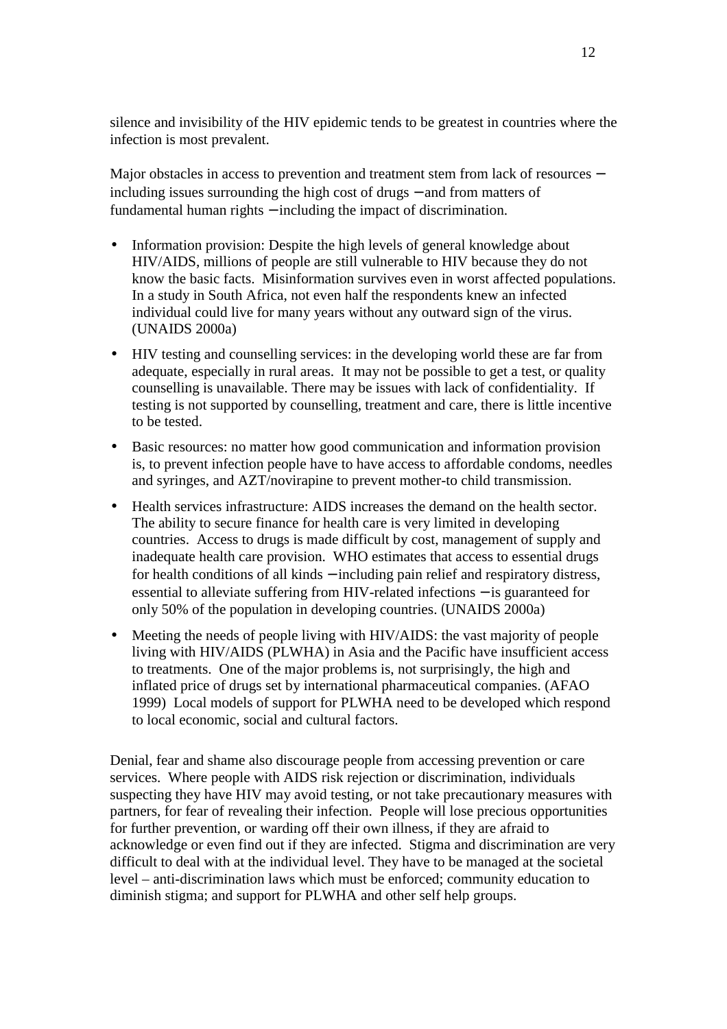silence and invisibility of the HIV epidemic tends to be greatest in countries where the infection is most prevalent.

Major obstacles in access to prevention and treatment stem from lack of resources – including issues surrounding the high cost of drugs – and from matters of fundamental human rights – including the impact of discrimination.

- Information provision: Despite the high levels of general knowledge about HIV/AIDS, millions of people are still vulnerable to HIV because they do not know the basic facts. Misinformation survives even in worst affected populations. In a study in South Africa, not even half the respondents knew an infected individual could live for many years without any outward sign of the virus. (UNAIDS 2000a)
- HIV testing and counselling services: in the developing world these are far from adequate, especially in rural areas. It may not be possible to get a test, or quality counselling is unavailable. There may be issues with lack of confidentiality. If testing is not supported by counselling, treatment and care, there is little incentive to be tested.
- Basic resources: no matter how good communication and information provision is, to prevent infection people have to have access to affordable condoms, needles and syringes, and AZT/novirapine to prevent mother-to child transmission.
- Health services infrastructure: AIDS increases the demand on the health sector. The ability to secure finance for health care is very limited in developing countries. Access to drugs is made difficult by cost, management of supply and inadequate health care provision. WHO estimates that access to essential drugs for health conditions of all kinds – including pain relief and respiratory distress, essential to alleviate suffering from HIV-related infections – is guaranteed for only 50% of the population in developing countries. (UNAIDS 2000a)
- Meeting the needs of people living with HIV/AIDS: the vast majority of people living with HIV/AIDS (PLWHA) in Asia and the Pacific have insufficient access to treatments. One of the major problems is, not surprisingly, the high and inflated price of drugs set by international pharmaceutical companies. (AFAO 1999) Local models of support for PLWHA need to be developed which respond to local economic, social and cultural factors.

Denial, fear and shame also discourage people from accessing prevention or care services. Where people with AIDS risk rejection or discrimination, individuals suspecting they have HIV may avoid testing, or not take precautionary measures with partners, for fear of revealing their infection. People will lose precious opportunities for further prevention, or warding off their own illness, if they are afraid to acknowledge or even find out if they are infected. Stigma and discrimination are very difficult to deal with at the individual level. They have to be managed at the societal level – anti-discrimination laws which must be enforced; community education to diminish stigma; and support for PLWHA and other self help groups.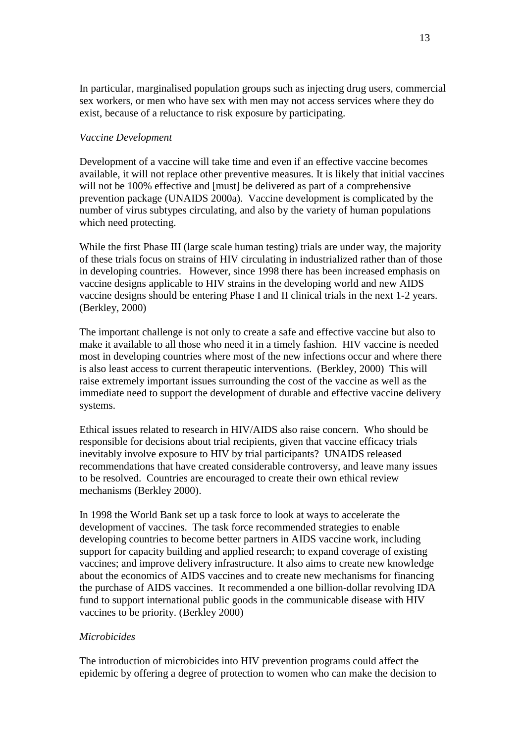In particular, marginalised population groups such as injecting drug users, commercial sex workers, or men who have sex with men may not access services where they do exist, because of a reluctance to risk exposure by participating.

*Vaccine Development*

Development of a vaccine will take time and even if an effective vaccine becomes available, it will not replace other preventive measures. It is likely that initial vaccines will not be 100% effective and [must] be delivered as part of a comprehensive prevention package (UNAIDS 2000a). Vaccine development is complicated by the number of virus subtypes circulating, and also by the variety of human populations which need protecting.

While the first Phase III (large scale human testing) trials are under way, the majority of these trials focus on strains of HIV circulating in industrialized rather than of those in developing countries. However, since 1998 there has been increased emphasis on vaccine designs applicable to HIV strains in the developing world and new AIDS vaccine designs should be entering Phase I and II clinical trials in the next 1-2 years. (Berkley, 2000)

The important challenge is not only to create a safe and effective vaccine but also to make it available to all those who need it in a timely fashion. HIV vaccine is needed most in developing countries where most of the new infections occur and where there is also least access to current therapeutic interventions. (Berkley, 2000) This will raise extremely important issues surrounding the cost of the vaccine as well as the immediate need to support the development of durable and effective vaccine delivery systems.

Ethical issues related to research in HIV/AIDS also raise concern. Who should be responsible for decisions about trial recipients, given that vaccine efficacy trials inevitably involve exposure to HIV by trial participants? UNAIDS released recommendations that have created considerable controversy, and leave many issues to be resolved. Countries are encouraged to create their own ethical review mechanisms (Berkley 2000).

In 1998 the World Bank set up a task force to look at ways to accelerate the development of vaccines. The task force recommended strategies to enable developing countries to become better partners in AIDS vaccine work, including support for capacity building and applied research; to expand coverage of existing vaccines; and improve delivery infrastructure. It also aims to create new knowledge about the economics of AIDS vaccines and to create new mechanisms for financing the purchase of AIDS vaccines. It recommended a one billion-dollar revolving IDA fund to support international public goods in the communicable disease with HIV vaccines to be priority. (Berkley 2000)

*Microbicides*

The introduction of microbicides into HIV prevention programs could affect the epidemic by offering a degree of protection to women who can make the decision to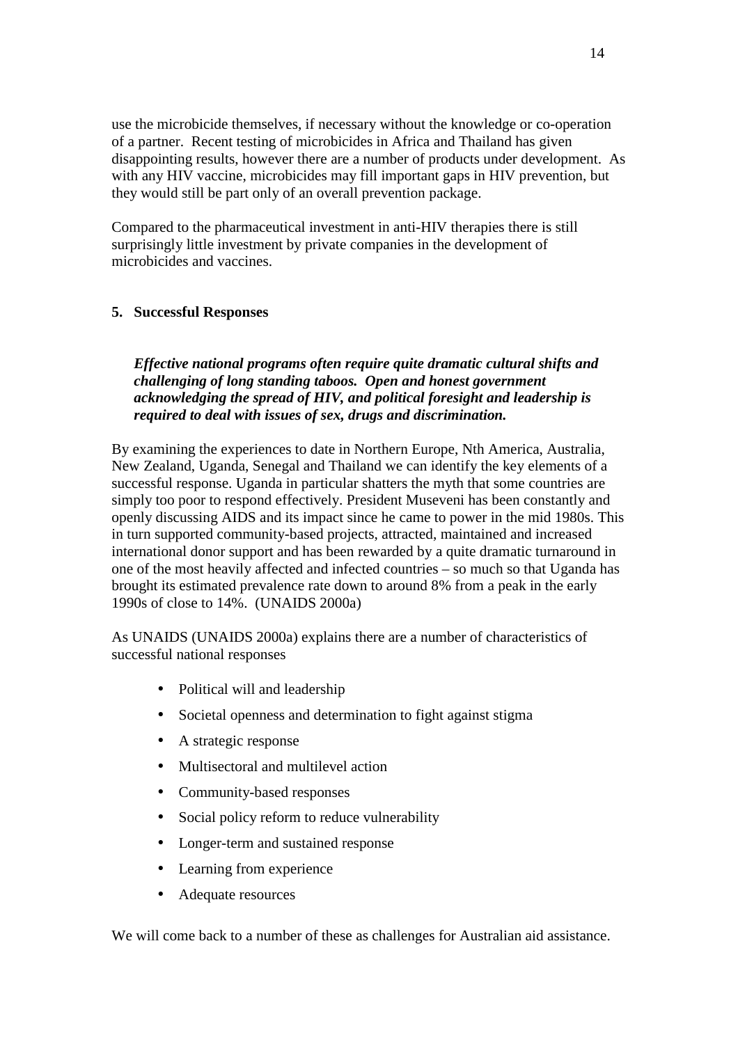use the microbicide themselves, if necessary without the knowledge or co-operation of a partner. Recent testing of microbicides in Africa and Thailand has given disappointing results, however there are a number of products under development. As with any HIV vaccine, microbicides may fill important gaps in HIV prevention, but they would still be part only of an overall prevention package.

Compared to the pharmaceutical investment in anti-HIV therapies there is still surprisingly little investment by private companies in the development of microbicides and vaccines.

## 5. Successful Responses

> ***Effective national programs often require quite dramatic cultural shifts and challenging of long standing taboos. Open and honest government acknowledging the spread of HIV, and political foresight and leadership is required to deal with issues of sex, drugs and discrimination.***

By examining the experiences to date in Northern Europe, Nth America, Australia, New Zealand, Uganda, Senegal and Thailand we can identify the key elements of a successful response. Uganda in particular shatters the myth that some countries are simply too poor to respond effectively. President Museveni has been constantly and openly discussing AIDS and its impact since he came to power in the mid 1980s. This in turn supported community-based projects, attracted, maintained and increased international donor support and has been rewarded by a quite dramatic turnaround in one of the most heavily affected and infected countries – so much so that Uganda has brought its estimated prevalence rate down to around 8% from a peak in the early 1990s of close to 14%. (UNAIDS 2000a)

As UNAIDS (UNAIDS 2000a) explains there are a number of characteristics of successful national responses

- Political will and leadership
- Societal openness and determination to fight against stigma
- A strategic response
- Multisectoral and multilevel action
- Community-based responses
- Social policy reform to reduce vulnerability
- Longer-term and sustained response
- Learning from experience
- Adequate resources

We will come back to a number of these as challenges for Australian aid assistance.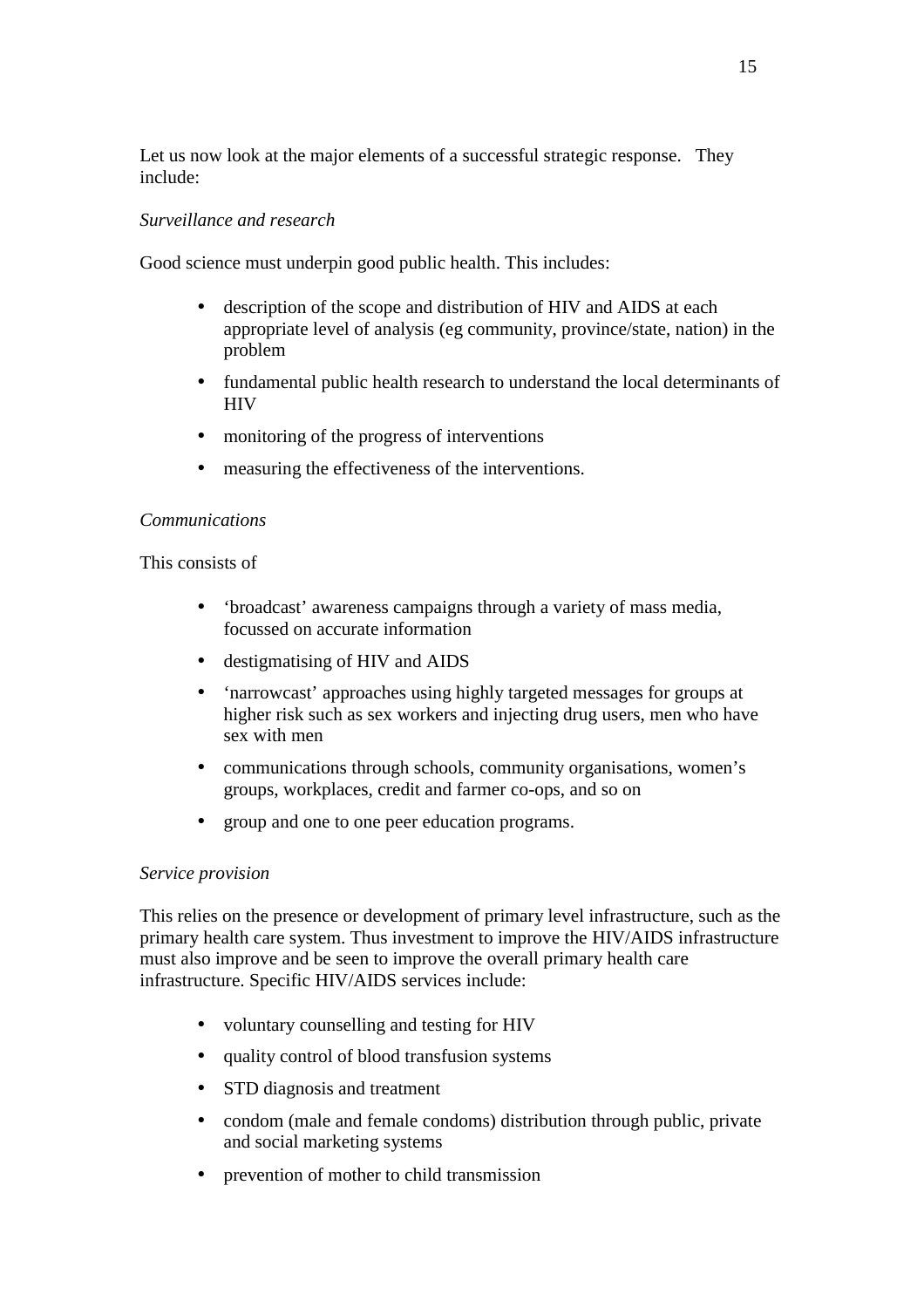Let us now look at the major elements of a successful strategic response. They include:

*Surveillance and research*

Good science must underpin good public health. This includes:

- description of the scope and distribution of HIV and AIDS at each appropriate level of analysis (eg community, province/state, nation) in the problem
- fundamental public health research to understand the local determinants of HIV
- monitoring of the progress of interventions
- measuring the effectiveness of the interventions.

*Communications*

This consists of

- 'broadcast' awareness campaigns through a variety of mass media, focussed on accurate information
- destigmatising of HIV and AIDS
- 'narrowcast' approaches using highly targeted messages for groups at higher risk such as sex workers and injecting drug users, men who have sex with men
- communications through schools, community organisations, women's groups, workplaces, credit and farmer co-ops, and so on
- group and one to one peer education programs.

*Service provision*

This relies on the presence or development of primary level infrastructure, such as the primary health care system. Thus investment to improve the HIV/AIDS infrastructure must also improve and be seen to improve the overall primary health care infrastructure. Specific HIV/AIDS services include:

- voluntary counselling and testing for HIV
- quality control of blood transfusion systems
- STD diagnosis and treatment
- condom (male and female condoms) distribution through public, private and social marketing systems
- prevention of mother to child transmission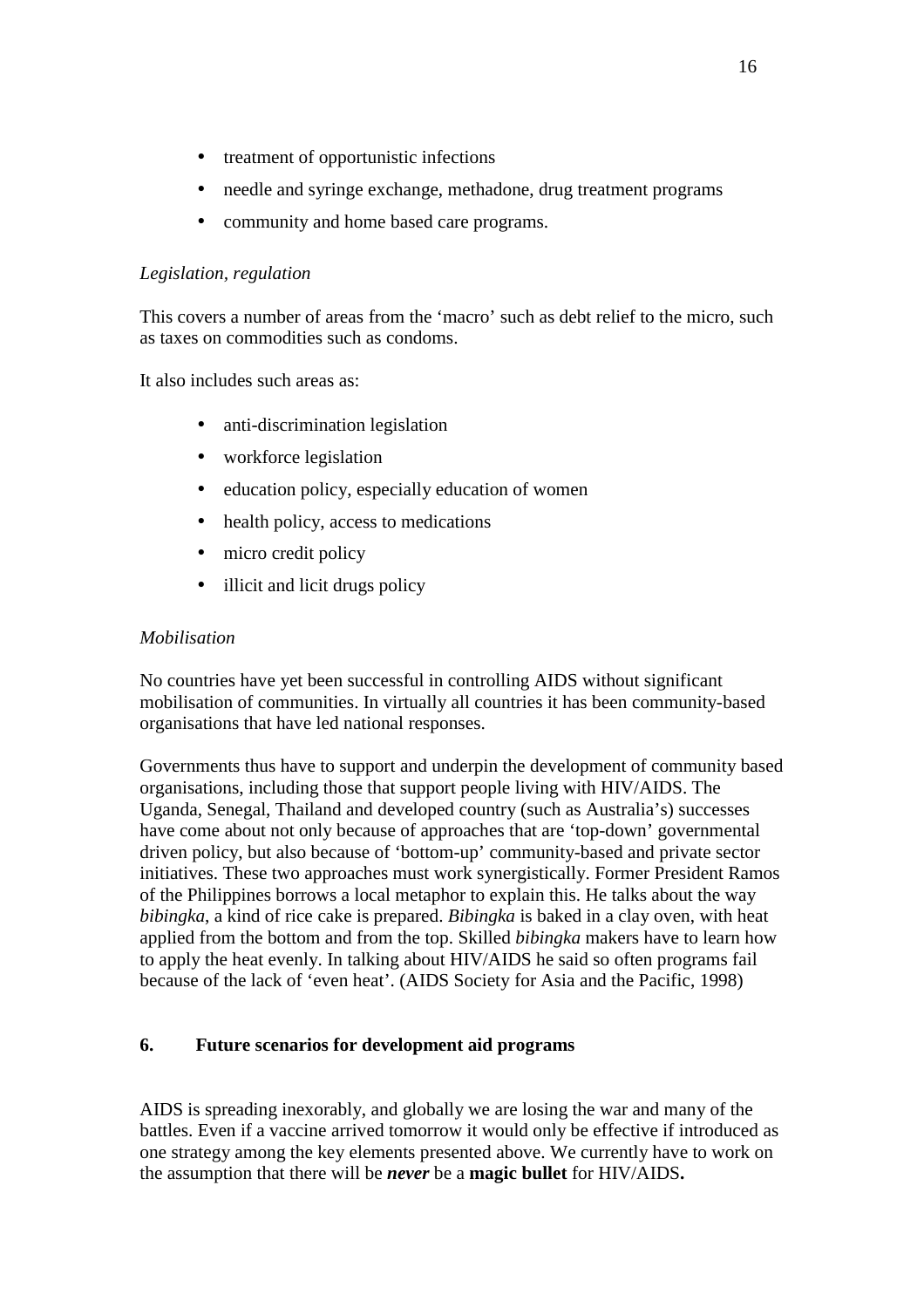- treatment of opportunistic infections
- needle and syringe exchange, methadone, drug treatment programs
- community and home based care programs.

*Legislation, regulation*

This covers a number of areas from the 'macro' such as debt relief to the micro, such as taxes on commodities such as condoms.

It also includes such areas as:

- anti-discrimination legislation
- workforce legislation
- education policy, especially education of women
- health policy, access to medications
- micro credit policy
- illicit and licit drugs policy

*Mobilisation*

No countries have yet been successful in controlling AIDS without significant mobilisation of communities. In virtually all countries it has been community-based organisations that have led national responses.

Governments thus have to support and underpin the development of community based organisations, including those that support people living with HIV/AIDS. The Uganda, Senegal, Thailand and developed country (such as Australia's) successes have come about not only because of approaches that are 'top-down' governmental driven policy, but also because of 'bottom-up' community-based and private sector initiatives. These two approaches must work synergistically. Former President Ramos of the Philippines borrows a local metaphor to explain this. He talks about the way *bibingka*, a kind of rice cake is prepared. *Bibingka* is baked in a clay oven, with heat applied from the bottom and from the top. Skilled *bibingka* makers have to learn how to apply the heat evenly. In talking about HIV/AIDS he said so often programs fail because of the lack of 'even heat'. (AIDS Society for Asia and the Pacific, 1998)

## 6. Future scenarios for development aid programs

AIDS is spreading inexorably, and globally we are losing the war and many of the battles. Even if a vaccine arrived tomorrow it would only be effective if introduced as one strategy among the key elements presented above. We currently have to work on the assumption that there will be ***never*** be a **magic bullet** for HIV/AIDS**.**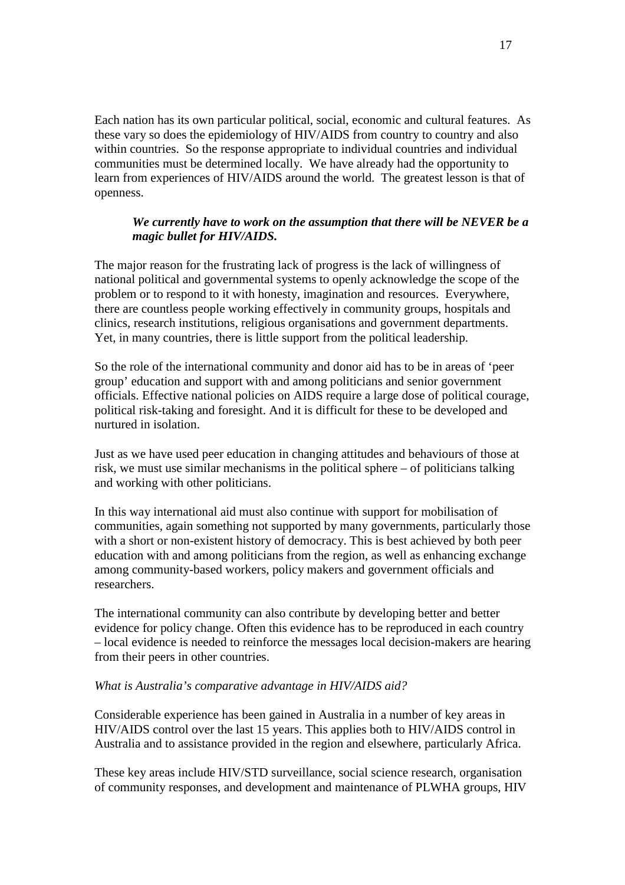Each nation has its own particular political, social, economic and cultural features. As these vary so does the epidemiology of HIV/AIDS from country to country and also within countries. So the response appropriate to individual countries and individual communities must be determined locally. We have already had the opportunity to learn from experiences of HIV/AIDS around the world. The greatest lesson is that of openness.

> ***We currently have to work on the assumption that there will be NEVER be a magic bullet for HIV/AIDS.***

The major reason for the frustrating lack of progress is the lack of willingness of national political and governmental systems to openly acknowledge the scope of the problem or to respond to it with honesty, imagination and resources. Everywhere, there are countless people working effectively in community groups, hospitals and clinics, research institutions, religious organisations and government departments. Yet, in many countries, there is little support from the political leadership.

So the role of the international community and donor aid has to be in areas of 'peer group' education and support with and among politicians and senior government officials. Effective national policies on AIDS require a large dose of political courage, political risk-taking and foresight. And it is difficult for these to be developed and nurtured in isolation.

Just as we have used peer education in changing attitudes and behaviours of those at risk, we must use similar mechanisms in the political sphere – of politicians talking and working with other politicians.

In this way international aid must also continue with support for mobilisation of communities, again something not supported by many governments, particularly those with a short or non-existent history of democracy. This is best achieved by both peer education with and among politicians from the region, as well as enhancing exchange among community-based workers, policy makers and government officials and researchers.

The international community can also contribute by developing better and better evidence for policy change. Often this evidence has to be reproduced in each country – local evidence is needed to reinforce the messages local decision-makers are hearing from their peers in other countries.

*What is Australia's comparative advantage in HIV/AIDS aid?*

Considerable experience has been gained in Australia in a number of key areas in HIV/AIDS control over the last 15 years. This applies both to HIV/AIDS control in Australia and to assistance provided in the region and elsewhere, particularly Africa.

These key areas include HIV/STD surveillance, social science research, organisation of community responses, and development and maintenance of PLWHA groups, HIV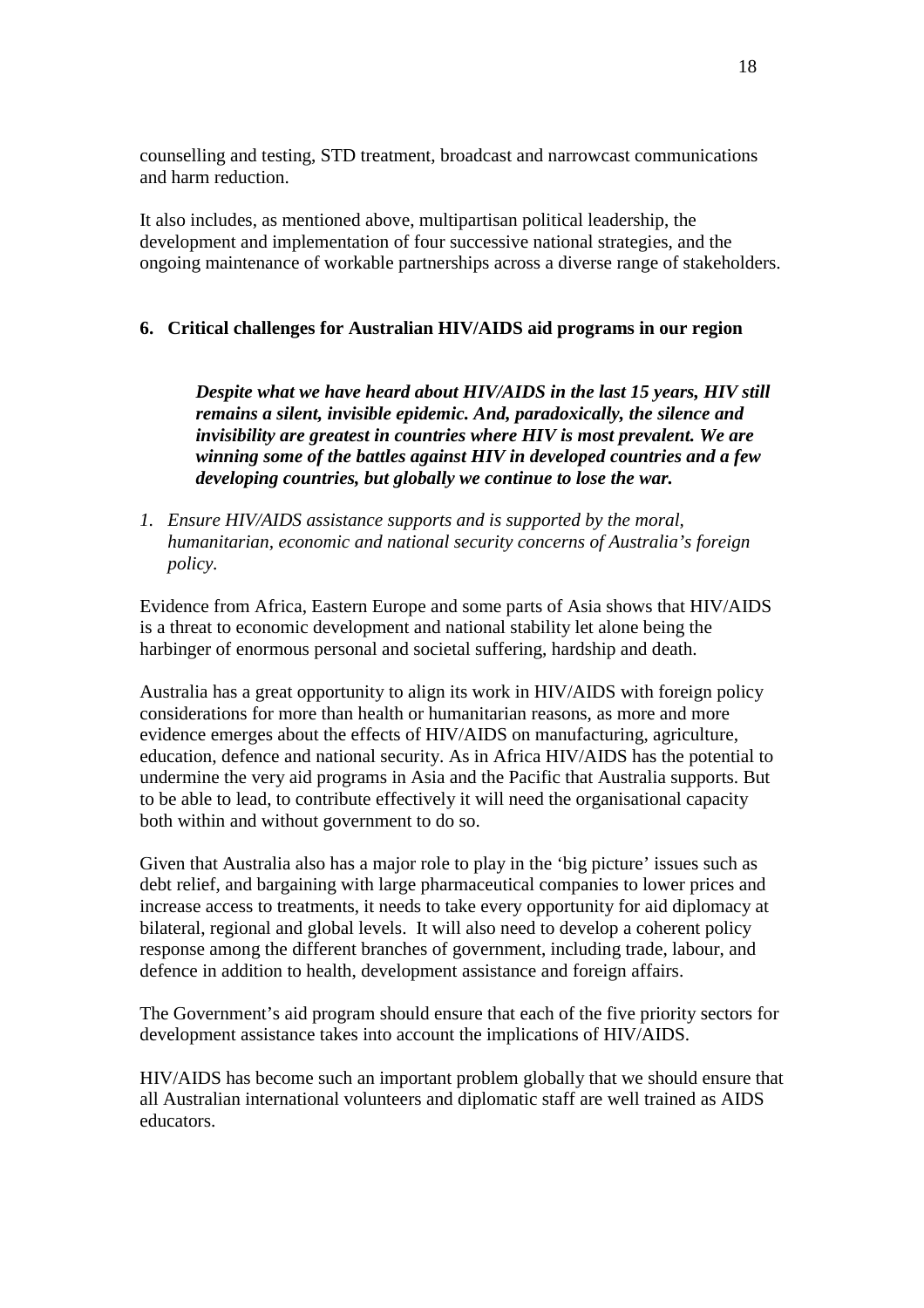counselling and testing, STD treatment, broadcast and narrowcast communications and harm reduction.

It also includes, as mentioned above, multipartisan political leadership, the development and implementation of four successive national strategies, and the ongoing maintenance of workable partnerships across a diverse range of stakeholders.

## 6. Critical challenges for Australian HIV/AIDS aid programs in our region

> ***Despite what we have heard about HIV/AIDS in the last 15 years, HIV still remains a silent, invisible epidemic. And, paradoxically, the silence and invisibility are greatest in countries where HIV is most prevalent. We are winning some of the battles against HIV in developed countries and a few developing countries, but globally we continue to lose the war.***

1. *Ensure HIV/AIDS assistance supports and is supported by the moral, humanitarian, economic and national security concerns of Australia's foreign policy.*

Evidence from Africa, Eastern Europe and some parts of Asia shows that HIV/AIDS is a threat to economic development and national stability let alone being the harbinger of enormous personal and societal suffering, hardship and death.

Australia has a great opportunity to align its work in HIV/AIDS with foreign policy considerations for more than health or humanitarian reasons, as more and more evidence emerges about the effects of HIV/AIDS on manufacturing, agriculture, education, defence and national security. As in Africa HIV/AIDS has the potential to undermine the very aid programs in Asia and the Pacific that Australia supports. But to be able to lead, to contribute effectively it will need the organisational capacity both within and without government to do so.

Given that Australia also has a major role to play in the 'big picture' issues such as debt relief, and bargaining with large pharmaceutical companies to lower prices and increase access to treatments, it needs to take every opportunity for aid diplomacy at bilateral, regional and global levels. It will also need to develop a coherent policy response among the different branches of government, including trade, labour, and defence in addition to health, development assistance and foreign affairs.

The Government's aid program should ensure that each of the five priority sectors for development assistance takes into account the implications of HIV/AIDS.

HIV/AIDS has become such an important problem globally that we should ensure that all Australian international volunteers and diplomatic staff are well trained as AIDS educators.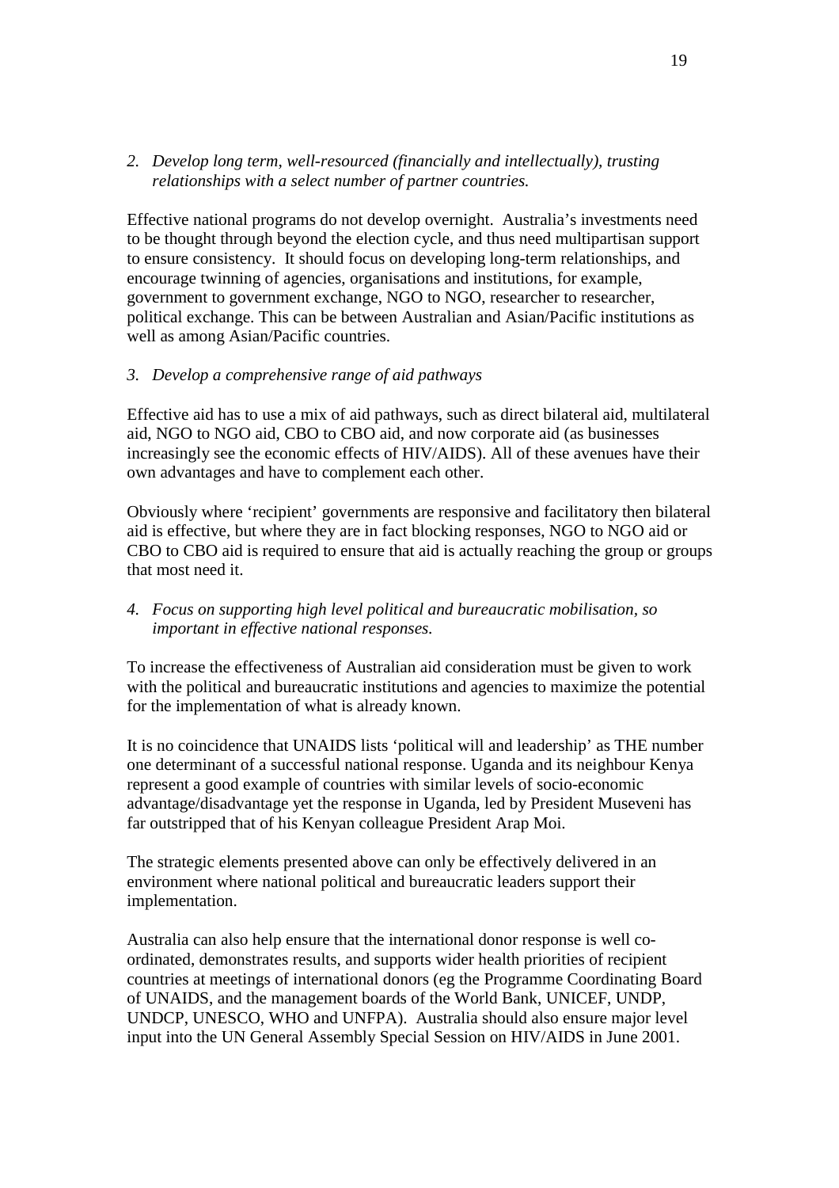2. *Develop long term, well-resourced (financially and intellectually), trusting relationships with a select number of partner countries.*

Effective national programs do not develop overnight. Australia's investments need to be thought through beyond the election cycle, and thus need multipartisan support to ensure consistency. It should focus on developing long-term relationships, and encourage twinning of agencies, organisations and institutions, for example, government to government exchange, NGO to NGO, researcher to researcher, political exchange. This can be between Australian and Asian/Pacific institutions as well as among Asian/Pacific countries.

3. *Develop a comprehensive range of aid pathways*

Effective aid has to use a mix of aid pathways, such as direct bilateral aid, multilateral aid, NGO to NGO aid, CBO to CBO aid, and now corporate aid (as businesses increasingly see the economic effects of HIV/AIDS). All of these avenues have their own advantages and have to complement each other.

Obviously where 'recipient' governments are responsive and facilitatory then bilateral aid is effective, but where they are in fact blocking responses, NGO to NGO aid or CBO to CBO aid is required to ensure that aid is actually reaching the group or groups that most need it.

4. *Focus on supporting high level political and bureaucratic mobilisation, so important in effective national responses.*

To increase the effectiveness of Australian aid consideration must be given to work with the political and bureaucratic institutions and agencies to maximize the potential for the implementation of what is already known.

It is no coincidence that UNAIDS lists 'political will and leadership' as THE number one determinant of a successful national response. Uganda and its neighbour Kenya represent a good example of countries with similar levels of socio-economic advantage/disadvantage yet the response in Uganda, led by President Museveni has far outstripped that of his Kenyan colleague President Arap Moi.

The strategic elements presented above can only be effectively delivered in an environment where national political and bureaucratic leaders support their implementation.

Australia can also help ensure that the international donor response is well co-ordinated, demonstrates results, and supports wider health priorities of recipient countries at meetings of international donors (eg the Programme Coordinating Board of UNAIDS, and the management boards of the World Bank, UNICEF, UNDP, UNDCP, UNESCO, WHO and UNFPA). Australia should also ensure major level input into the UN General Assembly Special Session on HIV/AIDS in June 2001.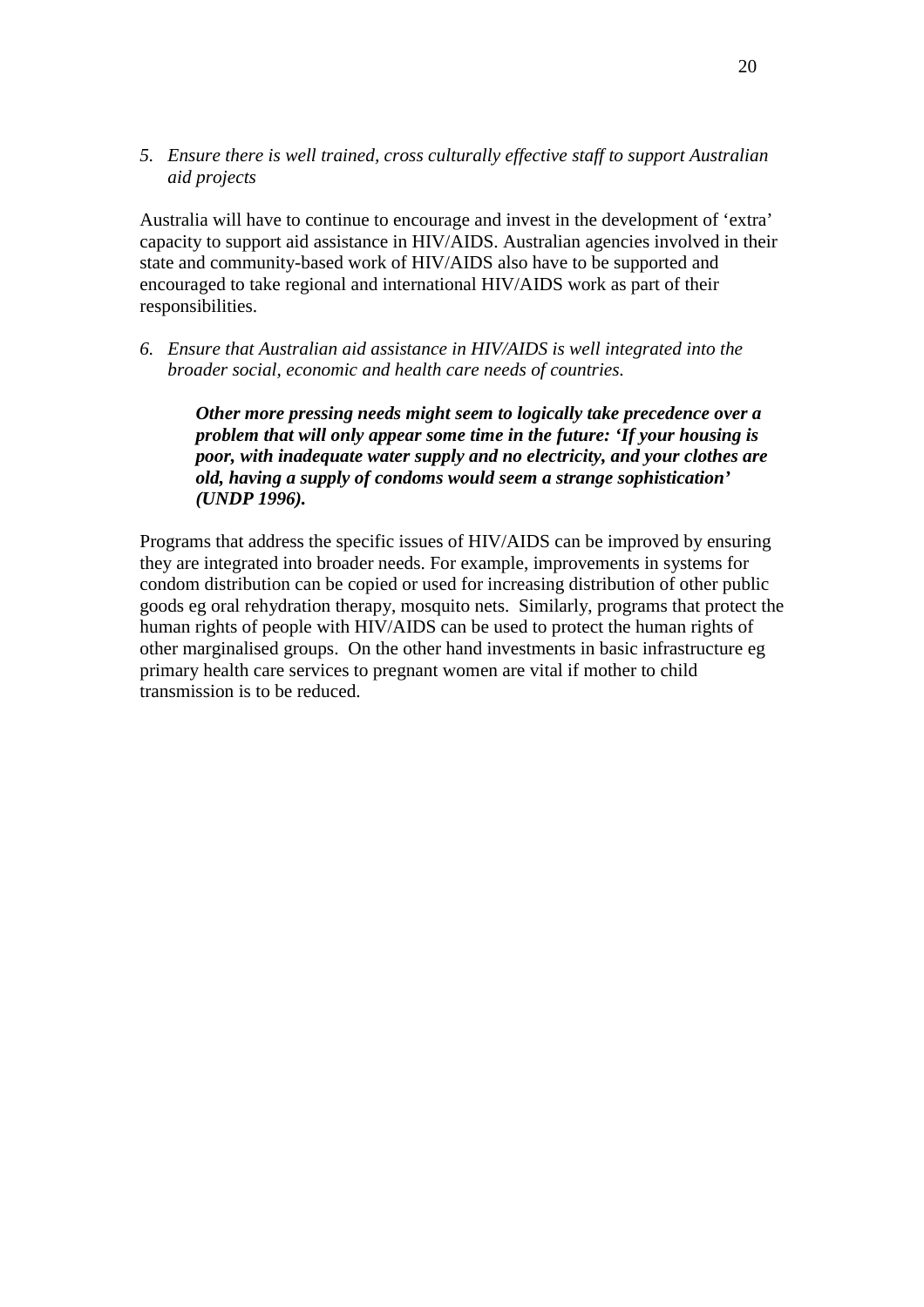5. *Ensure there is well trained, cross culturally effective staff to support Australian aid projects*

Australia will have to continue to encourage and invest in the development of 'extra' capacity to support aid assistance in HIV/AIDS. Australian agencies involved in their state and community-based work of HIV/AIDS also have to be supported and encouraged to take regional and international HIV/AIDS work as part of their responsibilities.

6. *Ensure that Australian aid assistance in HIV/AIDS is well integrated into the broader social, economic and health care needs of countries.*

> ***Other more pressing needs might seem to logically take precedence over a problem that will only appear some time in the future: 'If your housing is poor, with inadequate water supply and no electricity, and your clothes are old, having a supply of condoms would seem a strange sophistication' (UNDP 1996).***

Programs that address the specific issues of HIV/AIDS can be improved by ensuring they are integrated into broader needs. For example, improvements in systems for condom distribution can be copied or used for increasing distribution of other public goods eg oral rehydration therapy, mosquito nets. Similarly, programs that protect the human rights of people with HIV/AIDS can be used to protect the human rights of other marginalised groups. On the other hand investments in basic infrastructure eg primary health care services to pregnant women are vital if mother to child transmission is to be reduced.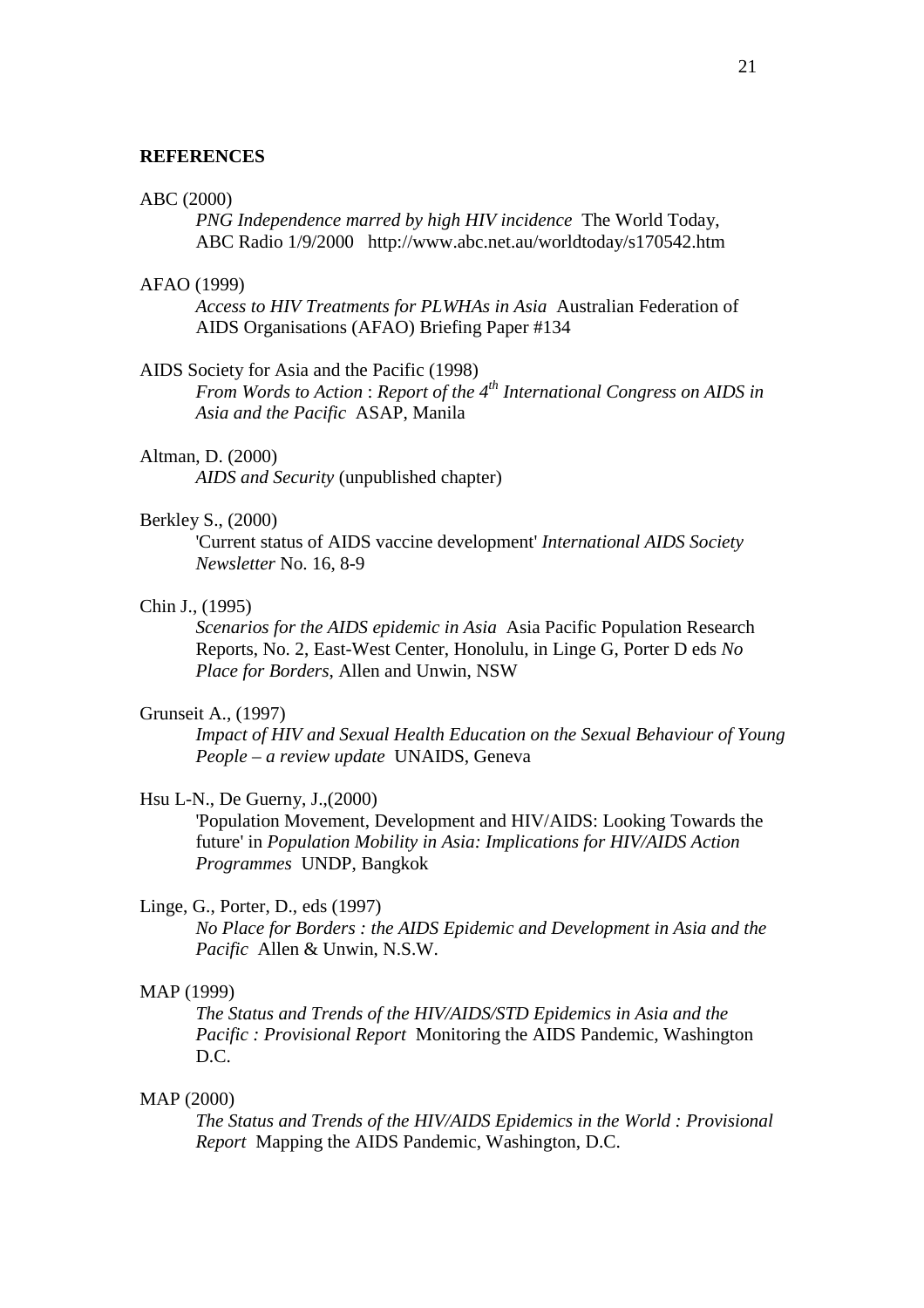## REFERENCES

ABC (2000)
*PNG Independence marred by high HIV incidence* The World Today, ABC Radio 1/9/2000 http://www.abc.net.au/worldtoday/s170542.htm

AFAO (1999)
*Access to HIV Treatments for PLWHAs in Asia* Australian Federation of AIDS Organisations (AFAO) Briefing Paper #134

AIDS Society for Asia and the Pacific (1998)
*From Words to Action* : *Report of the 4th International Congress on AIDS in Asia and the Pacific* ASAP, Manila

Altman, D. (2000)
*AIDS and Security* (unpublished chapter)

Berkley S., (2000)
'Current status of AIDS vaccine development' *International AIDS Society Newsletter* No. 16, 8-9

Chin J., (1995)
*Scenarios for the AIDS epidemic in Asia* Asia Pacific Population Research Reports, No. 2, East-West Center, Honolulu, in Linge G, Porter D eds *No Place for Borders*, Allen and Unwin, NSW

Grunseit A., (1997)
*Impact of HIV and Sexual Health Education on the Sexual Behaviour of Young People – a review update* UNAIDS, Geneva

Hsu L-N., De Guerny, J.,(2000)
'Population Movement, Development and HIV/AIDS: Looking Towards the future' in *Population Mobility in Asia: Implications for HIV/AIDS Action Programmes* UNDP, Bangkok

Linge, G., Porter, D., eds (1997)
*No Place for Borders : the AIDS Epidemic and Development in Asia and the Pacific* Allen & Unwin, N.S.W.

MAP (1999)
*The Status and Trends of the HIV/AIDS/STD Epidemics in Asia and the Pacific : Provisional Report* Monitoring the AIDS Pandemic, Washington D.C.

MAP (2000)
*The Status and Trends of the HIV/AIDS Epidemics in the World : Provisional Report* Mapping the AIDS Pandemic, Washington, D.C.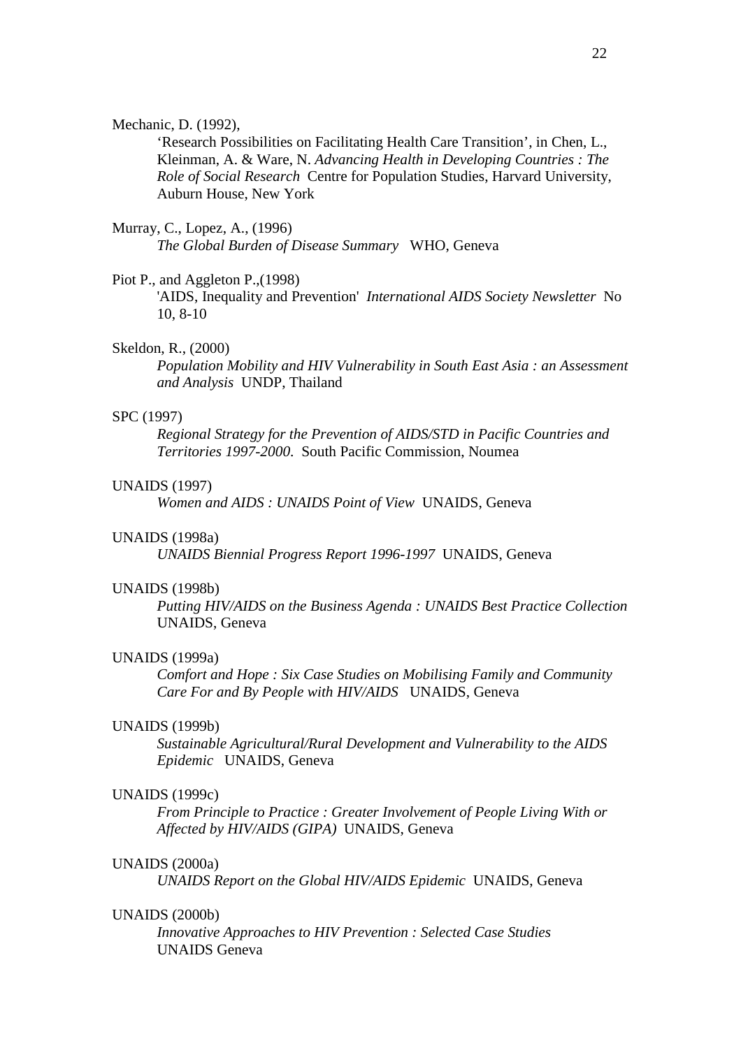Mechanic, D. (1992),

'Research Possibilities on Facilitating Health Care Transition', in Chen, L., Kleinman, A. & Ware, N. *Advancing Health in Developing Countries : The Role of Social Research* Centre for Population Studies, Harvard University, Auburn House, New York

Murray, C., Lopez, A., (1996)

*The Global Burden of Disease Summary* WHO, Geneva

Piot P., and Aggleton P.,(1998)

'AIDS, Inequality and Prevention' *International AIDS Society Newsletter* No 10, 8-10

Skeldon, R., (2000)

*Population Mobility and HIV Vulnerability in South East Asia : an Assessment and Analysis* UNDP, Thailand

SPC (1997)

*Regional Strategy for the Prevention of AIDS/STD in Pacific Countries and Territories 1997-2000*. South Pacific Commission, Noumea

UNAIDS (1997)

*Women and AIDS : UNAIDS Point of View* UNAIDS, Geneva

UNAIDS (1998a)

*UNAIDS Biennial Progress Report 1996-1997* UNAIDS, Geneva

UNAIDS (1998b)

*Putting HIV/AIDS on the Business Agenda : UNAIDS Best Practice Collection* UNAIDS, Geneva

UNAIDS (1999a)

*Comfort and Hope : Six Case Studies on Mobilising Family and Community Care For and By People with HIV/AIDS* UNAIDS, Geneva

UNAIDS (1999b)

*Sustainable Agricultural/Rural Development and Vulnerability to the AIDS Epidemic* UNAIDS, Geneva

UNAIDS (1999c)

*From Principle to Practice : Greater Involvement of People Living With or Affected by HIV/AIDS (GIPA)* UNAIDS, Geneva

UNAIDS (2000a)

*UNAIDS Report on the Global HIV/AIDS Epidemic* UNAIDS, Geneva

UNAIDS (2000b)

*Innovative Approaches to HIV Prevention : Selected Case Studies* UNAIDS Geneva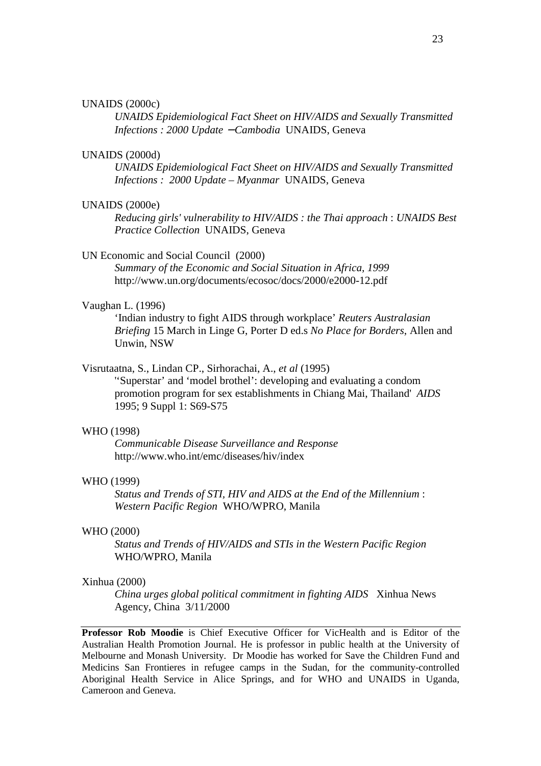UNAIDS (2000c)

*UNAIDS Epidemiological Fact Sheet on HIV/AIDS and Sexually Transmitted Infections : 2000 Update – Cambodia* UNAIDS, Geneva

UNAIDS (2000d)

*UNAIDS Epidemiological Fact Sheet on HIV/AIDS and Sexually Transmitted Infections : 2000 Update – Myanmar* UNAIDS, Geneva

UNAIDS (2000e)

*Reducing girls' vulnerability to HIV/AIDS : the Thai approach* : *UNAIDS Best Practice Collection* UNAIDS, Geneva

UN Economic and Social Council (2000)

*Summary of the Economic and Social Situation in Africa, 1999* http://www.un.org/documents/ecosoc/docs/2000/e2000-12.pdf

Vaughan L. (1996)

'Indian industry to fight AIDS through workplace' *Reuters Australasian Briefing* 15 March in Linge G, Porter D ed.s *No Place for Borders*, Allen and Unwin, NSW

Visrutaatna, S., Lindan CP., Sirhorachai, A., *et al* (1995)

''Superstar' and 'model brothel': developing and evaluating a condom promotion program for sex establishments in Chiang Mai, Thailand' *AIDS* 1995; 9 Suppl 1: S69-S75

WHO (1998)

*Communicable Disease Surveillance and Response* http://www.who.int/emc/diseases/hiv/index

WHO (1999)

*Status and Trends of STI, HIV and AIDS at the End of the Millennium* : *Western Pacific Region* WHO/WPRO, Manila

WHO (2000)

*Status and Trends of HIV/AIDS and STIs in the Western Pacific Region* WHO/WPRO, Manila

Xinhua (2000)

*China urges global political commitment in fighting AIDS* Xinhua News Agency, China 3/11/2000

---

**Professor Rob Moodie** is Chief Executive Officer for VicHealth and is Editor of the Australian Health Promotion Journal. He is professor in public health at the University of Melbourne and Monash University. Dr Moodie has worked for Save the Children Fund and Medicins San Frontieres in refugee camps in the Sudan, for the community-controlled Aboriginal Health Service in Alice Springs, and for WHO and UNAIDS in Uganda, Cameroon and Geneva.